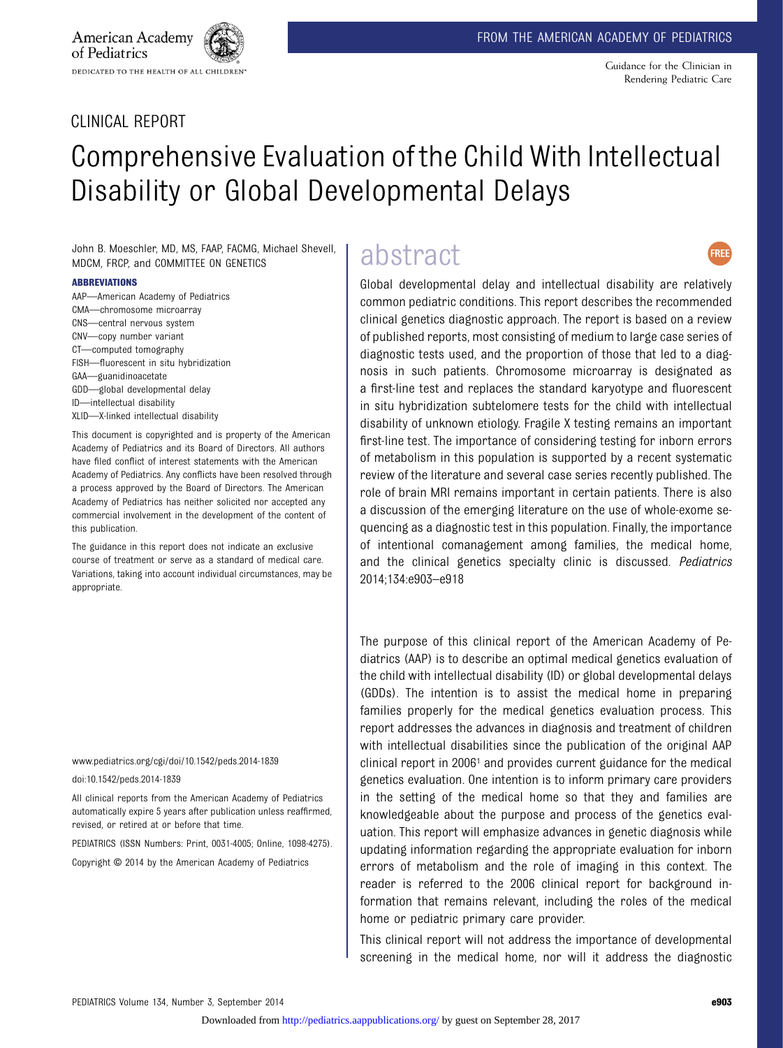CLINICAL REPORT

# Comprehensive Evaluation of the Child With Intellectual Disability or Global Developmental Delays

Guidance for the Clinician in Rendering Pediatric Care

John B. Moeschler, MD, MS, FAAP, FACMG, Michael Shevell, MDCM, FRCP, and COMMITTEE ON GENETICS

**ABBREVIATIONS**

AAP—American Academy of Pediatrics
CMA—chromosome microarray
CNS—central nervous system
CNV—copy number variant
CT—computed tomography
FISH—fluorescent in situ hybridization
GAA—guanidinoacetate
GDD—global developmental delay
ID—intellectual disability
XLID—X-linked intellectual disability

This document is copyrighted and is property of the American Academy of Pediatrics and its Board of Directors. All authors have filed conflict of interest statements with the American Academy of Pediatrics. Any conflicts have been resolved through a process approved by the Board of Directors. The American Academy of Pediatrics has neither solicited nor accepted any commercial involvement in the development of the content of this publication.

The guidance in this report does not indicate an exclusive course of treatment or serve as a standard of medical care. Variations, taking into account individual circumstances, may be appropriate.

www.pediatrics.org/cgi/doi/10.1542/peds.2014-1839

doi:10.1542/peds.2014-1839

All clinical reports from the American Academy of Pediatrics automatically expire 5 years after publication unless reaffirmed, revised, or retired at or before that time.

PEDIATRICS (ISSN Numbers: Print, 0031-4005; Online, 1098-4275).

Copyright © 2014 by the American Academy of Pediatrics

## abstract

Global developmental delay and intellectual disability are relatively common pediatric conditions. This report describes the recommended clinical genetics diagnostic approach. The report is based on a review of published reports, most consisting of medium to large case series of diagnostic tests used, and the proportion of those that led to a diagnosis in such patients. Chromosome microarray is designated as a first-line test and replaces the standard karyotype and fluorescent in situ hybridization subtelomere tests for the child with intellectual disability of unknown etiology. Fragile X testing remains an important first-line test. The importance of considering testing for inborn errors of metabolism in this population is supported by a recent systematic review of the literature and several case series recently published. The role of brain MRI remains important in certain patients. There is also a discussion of the emerging literature on the use of whole-exome sequencing as a diagnostic test in this population. Finally, the importance of intentional comanagement among families, the medical home, and the clinical genetics specialty clinic is discussed. *Pediatrics* 2014;134:e903–e918

The purpose of this clinical report of the American Academy of Pediatrics (AAP) is to describe an optimal medical genetics evaluation of the child with intellectual disability (ID) or global developmental delays (GDDs). The intention is to assist the medical home in preparing families properly for the medical genetics evaluation process. This report addresses the advances in diagnosis and treatment of children with intellectual disabilities since the publication of the original AAP clinical report in 2006[1] and provides current guidance for the medical genetics evaluation. One intention is to inform primary care providers in the setting of the medical home so that they and families are knowledgeable about the purpose and process of the genetics evaluation. This report will emphasize advances in genetic diagnosis while updating information regarding the appropriate evaluation for inborn errors of metabolism and the role of imaging in this context. The reader is referred to the 2006 clinical report for background information that remains relevant, including the roles of the medical home or pediatric primary care provider.

This clinical report will not address the importance of developmental screening in the medical home, nor will it address the diagnostic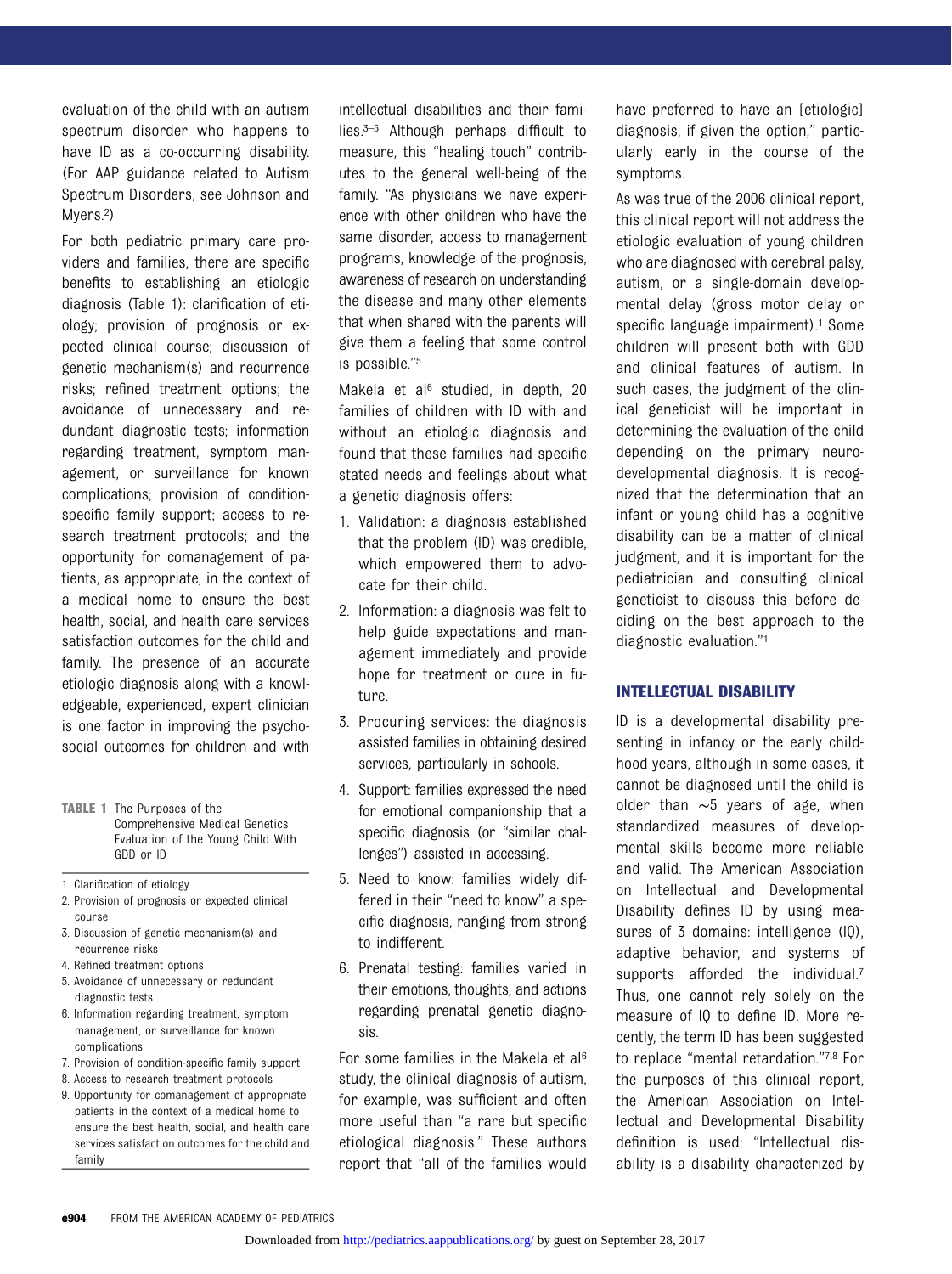evaluation of the child with an autism spectrum disorder who happens to have ID as a co-occurring disability. (For AAP guidance related to Autism Spectrum Disorders, see Johnson and Myers.[2])

For both pediatric primary care providers and families, there are specific benefits to establishing an etiologic diagnosis (Table 1): clarification of etiology; provision of prognosis or expected clinical course; discussion of genetic mechanism(s) and recurrence risks; refined treatment options; the avoidance of unnecessary and redundant diagnostic tests; information regarding treatment, symptom management, or surveillance for known complications; provision of condition-specific family support; access to research treatment protocols; and the opportunity for comanagement of patients, as appropriate, in the context of a medical home to ensure the best health, social, and health care services satisfaction outcomes for the child and family. The presence of an accurate etiologic diagnosis along with a knowledgeable, experienced, expert clinician is one factor in improving the psychosocial outcomes for children and with

**TABLE 1** The Purposes of the Comprehensive Medical Genetics Evaluation of the Young Child With GDD or ID

| |
|---|
| 1. Clarification of etiology |
| 2. Provision of prognosis or expected clinical course |
| 3. Discussion of genetic mechanism(s) and recurrence risks |
| 4. Refined treatment options |
| 5. Avoidance of unnecessary or redundant diagnostic tests |
| 6. Information regarding treatment, symptom management, or surveillance for known complications |
| 7. Provision of condition-specific family support |
| 8. Access to research treatment protocols |
| 9. Opportunity for comanagement of appropriate patients in the context of a medical home to ensure the best health, social, and health care services satisfaction outcomes for the child and family |

intellectual disabilities and their families.[3–5] Although perhaps difficult to measure, this "healing touch" contributes to the general well-being of the family. "As physicians we have experience with other children who have the same disorder, access to management programs, knowledge of the prognosis, awareness of research on understanding the disease and many other elements that when shared with the parents will give them a feeling that some control is possible."[5]

Makela et al[6] studied, in depth, 20 families of children with ID with and without an etiologic diagnosis and found that these families had specific stated needs and feelings about what a genetic diagnosis offers:

1. Validation: a diagnosis established that the problem (ID) was credible, which empowered them to advocate for their child.
2. Information: a diagnosis was felt to help guide expectations and management immediately and provide hope for treatment or cure in future.
3. Procuring services: the diagnosis assisted families in obtaining desired services, particularly in schools.
4. Support: families expressed the need for emotional companionship that a specific diagnosis (or "similar challenges") assisted in accessing.
5. Need to know: families widely differed in their "need to know" a specific diagnosis, ranging from strong to indifferent.
6. Prenatal testing: families varied in their emotions, thoughts, and actions regarding prenatal genetic diagnosis.

For some families in the Makela et al[6] study, the clinical diagnosis of autism, for example, was sufficient and often more useful than "a rare but specific etiological diagnosis." These authors report that "all of the families would have preferred to have an [etiologic] diagnosis, if given the option," particularly early in the course of the symptoms.

As was true of the 2006 clinical report, this clinical report will not address the etiologic evaluation of young children who are diagnosed with cerebral palsy, autism, or a single-domain developmental delay (gross motor delay or specific language impairment).[1] Some children will present both with GDD and clinical features of autism. In such cases, the judgment of the clinical geneticist will be important in determining the evaluation of the child depending on the primary neurodevelopmental diagnosis. It is recognized that the determination that an infant or young child has a cognitive disability can be a matter of clinical judgment, and it is important for the pediatrician and consulting clinical geneticist to discuss this before deciding on the best approach to the diagnostic evaluation."[1]

## INTELLECTUAL DISABILITY

ID is a developmental disability presenting in infancy or the early childhood years, although in some cases, it cannot be diagnosed until the child is older than ~5 years of age, when standardized measures of developmental skills become more reliable and valid. The American Association on Intellectual and Developmental Disability defines ID by using measures of 3 domains: intelligence (IQ), adaptive behavior, and systems of supports afforded the individual.[7] Thus, one cannot rely solely on the measure of IQ to define ID. More recently, the term ID has been suggested to replace "mental retardation."[7,8] For the purposes of this clinical report, the American Association on Intellectual and Developmental Disability definition is used: "Intellectual disability is a disability characterized by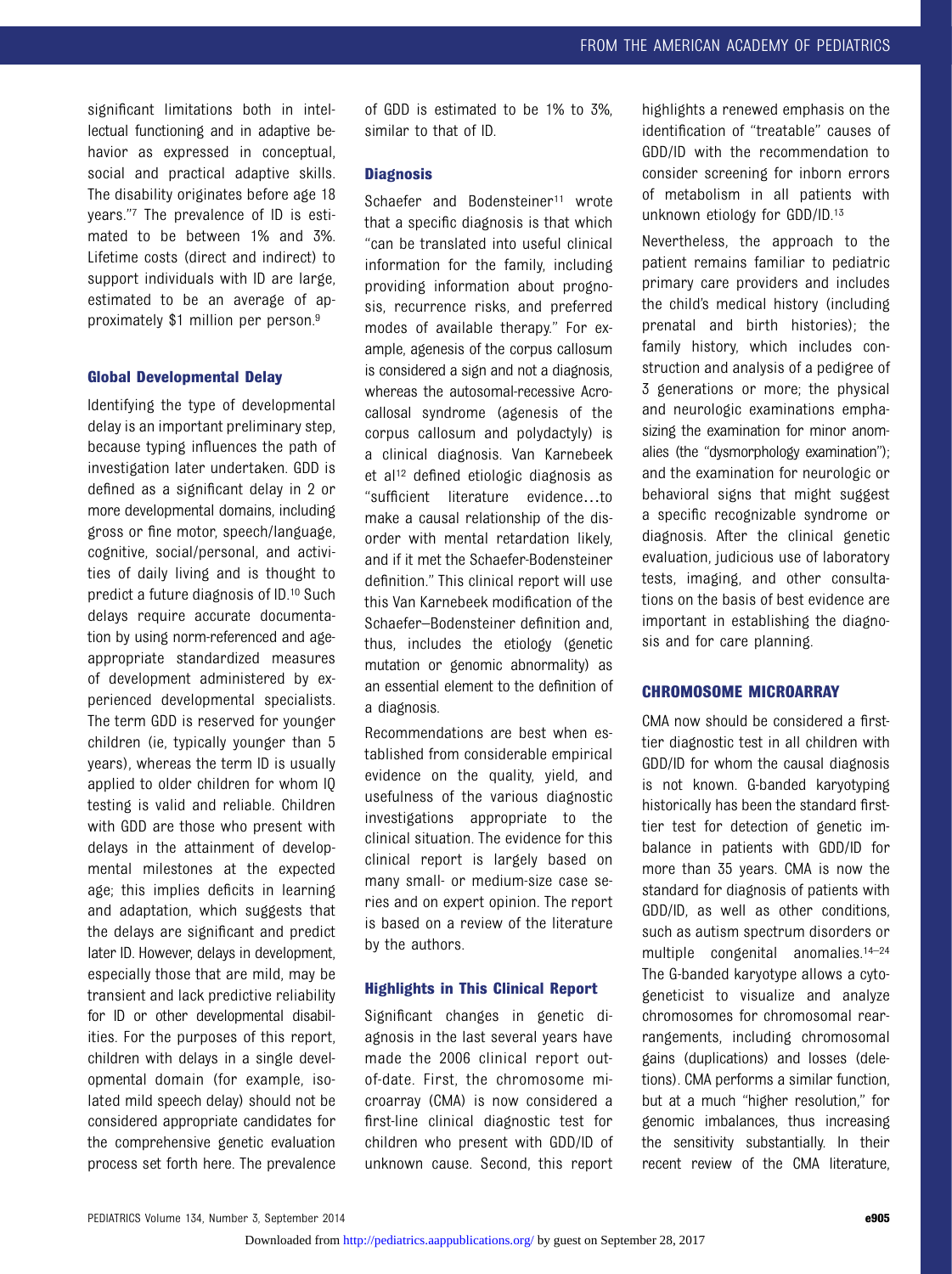significant limitations both in intellectual functioning and in adaptive behavior as expressed in conceptual, social and practical adaptive skills. The disability originates before age 18 years."[7] The prevalence of ID is estimated to be between 1% and 3%. Lifetime costs (direct and indirect) to support individuals with ID are large, estimated to be an average of approximately $1 million per person.[9]

### Global Developmental Delay

Identifying the type of developmental delay is an important preliminary step, because typing influences the path of investigation later undertaken. GDD is defined as a significant delay in 2 or more developmental domains, including gross or fine motor, speech/language, cognitive, social/personal, and activities of daily living and is thought to predict a future diagnosis of ID.[10] Such delays require accurate documentation by using norm-referenced and age-appropriate standardized measures of development administered by experienced developmental specialists. The term GDD is reserved for younger children (ie, typically younger than 5 years), whereas the term ID is usually applied to older children for whom IQ testing is valid and reliable. Children with GDD are those who present with delays in the attainment of developmental milestones at the expected age; this implies deficits in learning and adaptation, which suggests that the delays are significant and predict later ID. However, delays in development, especially those that are mild, may be transient and lack predictive reliability for ID or other developmental disabilities. For the purposes of this report, children with delays in a single developmental domain (for example, isolated mild speech delay) should not be considered appropriate candidates for the comprehensive genetic evaluation process set forth here. The prevalence of GDD is estimated to be 1% to 3%, similar to that of ID.

### Diagnosis

Schaefer and Bodensteiner[11] wrote that a specific diagnosis is that which "can be translated into useful clinical information for the family, including providing information about prognosis, recurrence risks, and preferred modes of available therapy." For example, agenesis of the corpus callosum is considered a sign and not a diagnosis, whereas the autosomal-recessive Acrocallosal syndrome (agenesis of the corpus callosum and polydactyly) is a clinical diagnosis. Van Karnebeek et al[12] defined etiologic diagnosis as "sufficient literature evidence…to make a causal relationship of the disorder with mental retardation likely, and if it met the Schaefer-Bodensteiner definition." This clinical report will use this Van Karnebeek modification of the Schaefer–Bodensteiner definition and, thus, includes the etiology (genetic mutation or genomic abnormality) as an essential element to the definition of a diagnosis.

Recommendations are best when established from considerable empirical evidence on the quality, yield, and usefulness of the various diagnostic investigations appropriate to the clinical situation. The evidence for this clinical report is largely based on many small- or medium-size case series and on expert opinion. The report is based on a review of the literature by the authors.

### Highlights in This Clinical Report

Significant changes in genetic diagnosis in the last several years have made the 2006 clinical report out-of-date. First, the chromosome microarray (CMA) is now considered a first-line clinical diagnostic test for children who present with GDD/ID of unknown cause. Second, this report highlights a renewed emphasis on the identification of "treatable" causes of GDD/ID with the recommendation to consider screening for inborn errors of metabolism in all patients with unknown etiology for GDD/ID.[13]

Nevertheless, the approach to the patient remains familiar to pediatric primary care providers and includes the child's medical history (including prenatal and birth histories); the family history, which includes construction and analysis of a pedigree of 3 generations or more; the physical and neurologic examinations emphasizing the examination for minor anomalies (the "dysmorphology examination"); and the examination for neurologic or behavioral signs that might suggest a specific recognizable syndrome or diagnosis. After the clinical genetic evaluation, judicious use of laboratory tests, imaging, and other consultations on the basis of best evidence are important in establishing the diagnosis and for care planning.

## CHROMOSOME MICROARRAY

CMA now should be considered a first-tier diagnostic test in all children with GDD/ID for whom the causal diagnosis is not known. G-banded karyotyping historically has been the standard first-tier test for detection of genetic imbalance in patients with GDD/ID for more than 35 years. CMA is now the standard for diagnosis of patients with GDD/ID, as well as other conditions, such as autism spectrum disorders or multiple congenital anomalies.[14–24] The G-banded karyotype allows a cytogeneticist to visualize and analyze chromosomes for chromosomal rearrangements, including chromosomal gains (duplications) and losses (deletions). CMA performs a similar function, but at a much "higher resolution," for genomic imbalances, thus increasing the sensitivity substantially. In their recent review of the CMA literature,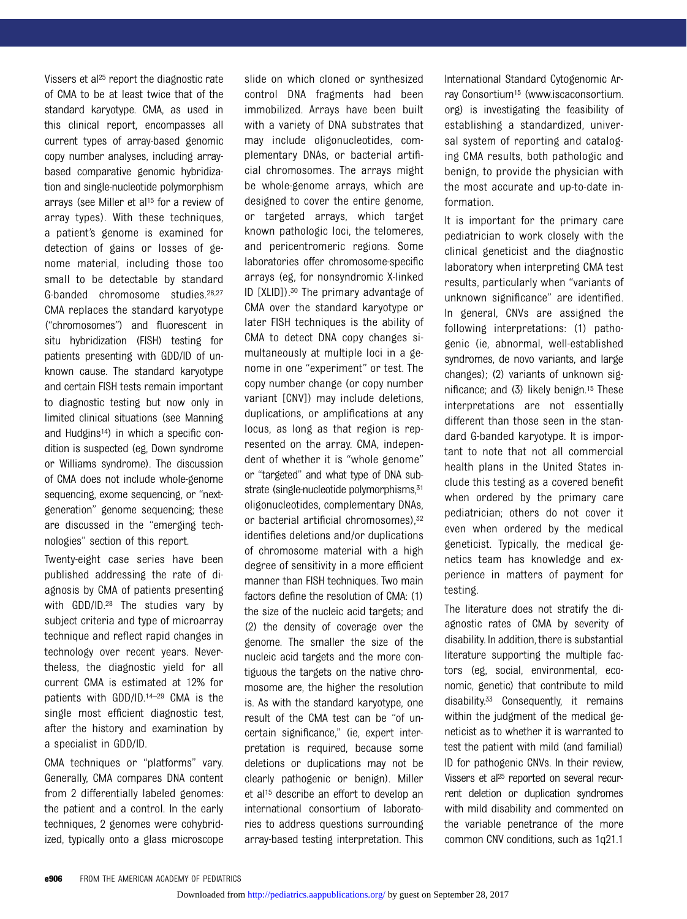Vissers et al[25] report the diagnostic rate of CMA to be at least twice that of the standard karyotype. CMA, as used in this clinical report, encompasses all current types of array-based genomic copy number analyses, including array-based comparative genomic hybridization and single-nucleotide polymorphism arrays (see Miller et al[15] for a review of array types). With these techniques, a patient's genome is examined for detection of gains or losses of genome material, including those too small to be detectable by standard G-banded chromosome studies.[26,27] CMA replaces the standard karyotype ("chromosomes") and fluorescent in situ hybridization (FISH) testing for patients presenting with GDD/ID of unknown cause. The standard karyotype and certain FISH tests remain important to diagnostic testing but now only in limited clinical situations (see Manning and Hudgins[14]) in which a specific condition is suspected (eg, Down syndrome or Williams syndrome). The discussion of CMA does not include whole-genome sequencing, exome sequencing, or "next-generation" genome sequencing; these are discussed in the "emerging technologies" section of this report.

Twenty-eight case series have been published addressing the rate of diagnosis by CMA of patients presenting with GDD/ID.[28] The studies vary by subject criteria and type of microarray technique and reflect rapid changes in technology over recent years. Nevertheless, the diagnostic yield for all current CMA is estimated at 12% for patients with GDD/ID.[14–29] CMA is the single most efficient diagnostic test, after the history and examination by a specialist in GDD/ID.

CMA techniques or "platforms" vary. Generally, CMA compares DNA content from 2 differentially labeled genomes: the patient and a control. In the early techniques, 2 genomes were cohybridized, typically onto a glass microscope slide on which cloned or synthesized control DNA fragments had been immobilized. Arrays have been built with a variety of DNA substrates that may include oligonucleotides, complementary DNAs, or bacterial artificial chromosomes. The arrays might be whole-genome arrays, which are designed to cover the entire genome, or targeted arrays, which target known pathologic loci, the telomeres, and pericentromeric regions. Some laboratories offer chromosome-specific arrays (eg, for nonsyndromic X-linked ID [XLID]).[30] The primary advantage of CMA over the standard karyotype or later FISH techniques is the ability of CMA to detect DNA copy changes simultaneously at multiple loci in a genome in one "experiment" or test. The copy number change (or copy number variant [CNV]) may include deletions, duplications, or amplifications at any locus, as long as that region is represented on the array. CMA, independent of whether it is "whole genome" or "targeted" and what type of DNA substrate (single-nucleotide polymorphisms,[31] oligonucleotides, complementary DNAs, or bacterial artificial chromosomes),[32] identifies deletions and/or duplications of chromosome material with a high degree of sensitivity in a more efficient manner than FISH techniques. Two main factors define the resolution of CMA: (1) the size of the nucleic acid targets; and (2) the density of coverage over the genome. The smaller the size of the nucleic acid targets and the more contiguous the targets on the native chromosome are, the higher the resolution is. As with the standard karyotype, one result of the CMA test can be "of uncertain significance," (ie, expert interpretation is required, because some deletions or duplications may not be clearly pathogenic or benign). Miller et al[15] describe an effort to develop an international consortium of laboratories to address questions surrounding array-based testing interpretation. This International Standard Cytogenomic Array Consortium[15] (www.iscaconsortium.org) is investigating the feasibility of establishing a standardized, universal system of reporting and cataloging CMA results, both pathologic and benign, to provide the physician with the most accurate and up-to-date information.

It is important for the primary care pediatrician to work closely with the clinical geneticist and the diagnostic laboratory when interpreting CMA test results, particularly when "variants of unknown significance" are identified. In general, CNVs are assigned the following interpretations: (1) pathogenic (ie, abnormal, well-established syndromes, de novo variants, and large changes); (2) variants of unknown significance; and (3) likely benign.[15] These interpretations are not essentially different than those seen in the standard G-banded karyotype. It is important to note that not all commercial health plans in the United States include this testing as a covered benefit when ordered by the primary care pediatrician; others do not cover it even when ordered by the medical geneticist. Typically, the medical genetics team has knowledge and experience in matters of payment for testing.

The literature does not stratify the diagnostic rates of CMA by severity of disability. In addition, there is substantial literature supporting the multiple factors (eg, social, environmental, economic, genetic) that contribute to mild disability.[33] Consequently, it remains within the judgment of the medical geneticist as to whether it is warranted to test the patient with mild (and familial) ID for pathogenic CNVs. In their review, Vissers et al[25] reported on several recurrent deletion or duplication syndromes with mild disability and commented on the variable penetrance of the more common CNV conditions, such as 1q21.1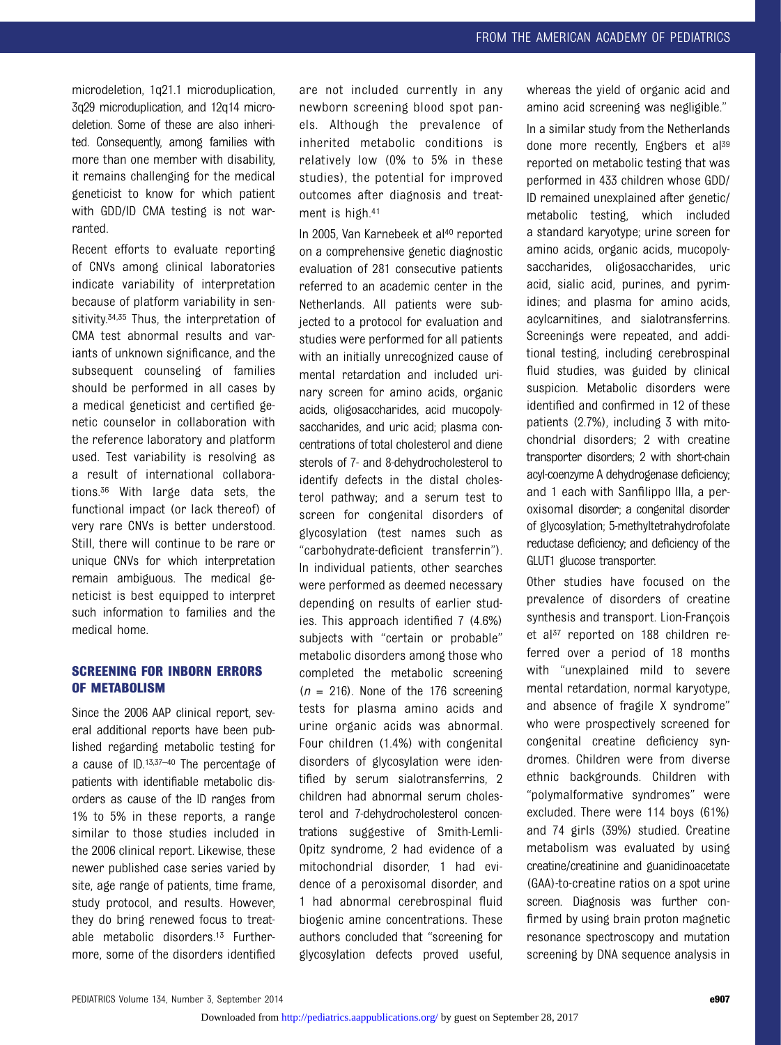microdeletion, 1q21.1 microduplication, 3q29 microduplication, and 12q14 microdeletion. Some of these are also inherited. Consequently, among families with more than one member with disability, it remains challenging for the medical geneticist to know for which patient with GDD/ID CMA testing is not warranted.

Recent efforts to evaluate reporting of CNVs among clinical laboratories indicate variability of interpretation because of platform variability in sensitivity.[34,35] Thus, the interpretation of CMA test abnormal results and variants of unknown significance, and the subsequent counseling of families should be performed in all cases by a medical geneticist and certified genetic counselor in collaboration with the reference laboratory and platform used. Test variability is resolving as a result of international collaborations.[36] With large data sets, the functional impact (or lack thereof) of very rare CNVs is better understood. Still, there will continue to be rare or unique CNVs for which interpretation remain ambiguous. The medical geneticist is best equipped to interpret such information to families and the medical home.

## SCREENING FOR INBORN ERRORS OF METABOLISM

Since the 2006 AAP clinical report, several additional reports have been published regarding metabolic testing for a cause of ID.[13,37–40] The percentage of patients with identifiable metabolic disorders as cause of the ID ranges from 1% to 5% in these reports, a range similar to those studies included in the 2006 clinical report. Likewise, these newer published case series varied by site, age range of patients, time frame, study protocol, and results. However, they do bring renewed focus to treatable metabolic disorders.[13] Furthermore, some of the disorders identified are not included currently in any newborn screening blood spot panels. Although the prevalence of inherited metabolic conditions is relatively low (0% to 5% in these studies), the potential for improved outcomes after diagnosis and treatment is high.[41]

In 2005, Van Karnebeek et al[40] reported on a comprehensive genetic diagnostic evaluation of 281 consecutive patients referred to an academic center in the Netherlands. All patients were subjected to a protocol for evaluation and studies were performed for all patients with an initially unrecognized cause of mental retardation and included urinary screen for amino acids, organic acids, oligosaccharides, acid mucopolysaccharides, and uric acid; plasma concentrations of total cholesterol and diene sterols of 7- and 8-dehydrocholesterol to identify defects in the distal cholesterol pathway; and a serum test to screen for congenital disorders of glycosylation (test names such as "carbohydrate-deficient transferrin"). In individual patients, other searches were performed as deemed necessary depending on results of earlier studies. This approach identified 7 (4.6%) subjects with "certain or probable" metabolic disorders among those who completed the metabolic screening ($n = 216$). None of the 176 screening tests for plasma amino acids and urine organic acids was abnormal. Four children (1.4%) with congenital disorders of glycosylation were identified by serum sialotransferrins, 2 children had abnormal serum cholesterol and 7-dehydrocholesterol concentrations suggestive of Smith-Lemli-Opitz syndrome, 2 had evidence of a mitochondrial disorder, 1 had evidence of a peroxisomal disorder, and 1 had abnormal cerebrospinal fluid biogenic amine concentrations. These authors concluded that "screening for glycosylation defects proved useful, whereas the yield of organic acid and amino acid screening was negligible."

In a similar study from the Netherlands done more recently, Engbers et al[39] reported on metabolic testing that was performed in 433 children whose GDD/ID remained unexplained after genetic/metabolic testing, which included a standard karyotype; urine screen for amino acids, organic acids, mucopolysaccharides, oligosaccharides, uric acid, sialic acid, purines, and pyrimidines; and plasma for amino acids, acylcarnitines, and sialotransferrins. Screenings were repeated, and additional testing, including cerebrospinal fluid studies, was guided by clinical suspicion. Metabolic disorders were identified and confirmed in 12 of these patients (2.7%), including 3 with mitochondrial disorders; 2 with creatine transporter disorders; 2 with short-chain acyl-coenzyme A dehydrogenase deficiency; and 1 each with Sanfilippo IIIa, a peroxisomal disorder; a congenital disorder of glycosylation; 5-methyltetrahydrofolate reductase deficiency; and deficiency of the GLUT1 glucose transporter.

Other studies have focused on the prevalence of disorders of creatine synthesis and transport. Lion-François et al[37] reported on 188 children referred over a period of 18 months with "unexplained mild to severe mental retardation, normal karyotype, and absence of fragile X syndrome" who were prospectively screened for congenital creatine deficiency syndromes. Children were from diverse ethnic backgrounds. Children with "polymalformative syndromes" were excluded. There were 114 boys (61%) and 74 girls (39%) studied. Creatine metabolism was evaluated by using creatine/creatinine and guanidinoacetate (GAA)-to-creatine ratios on a spot urine screen. Diagnosis was further confirmed by using brain proton magnetic resonance spectroscopy and mutation screening by DNA sequence analysis in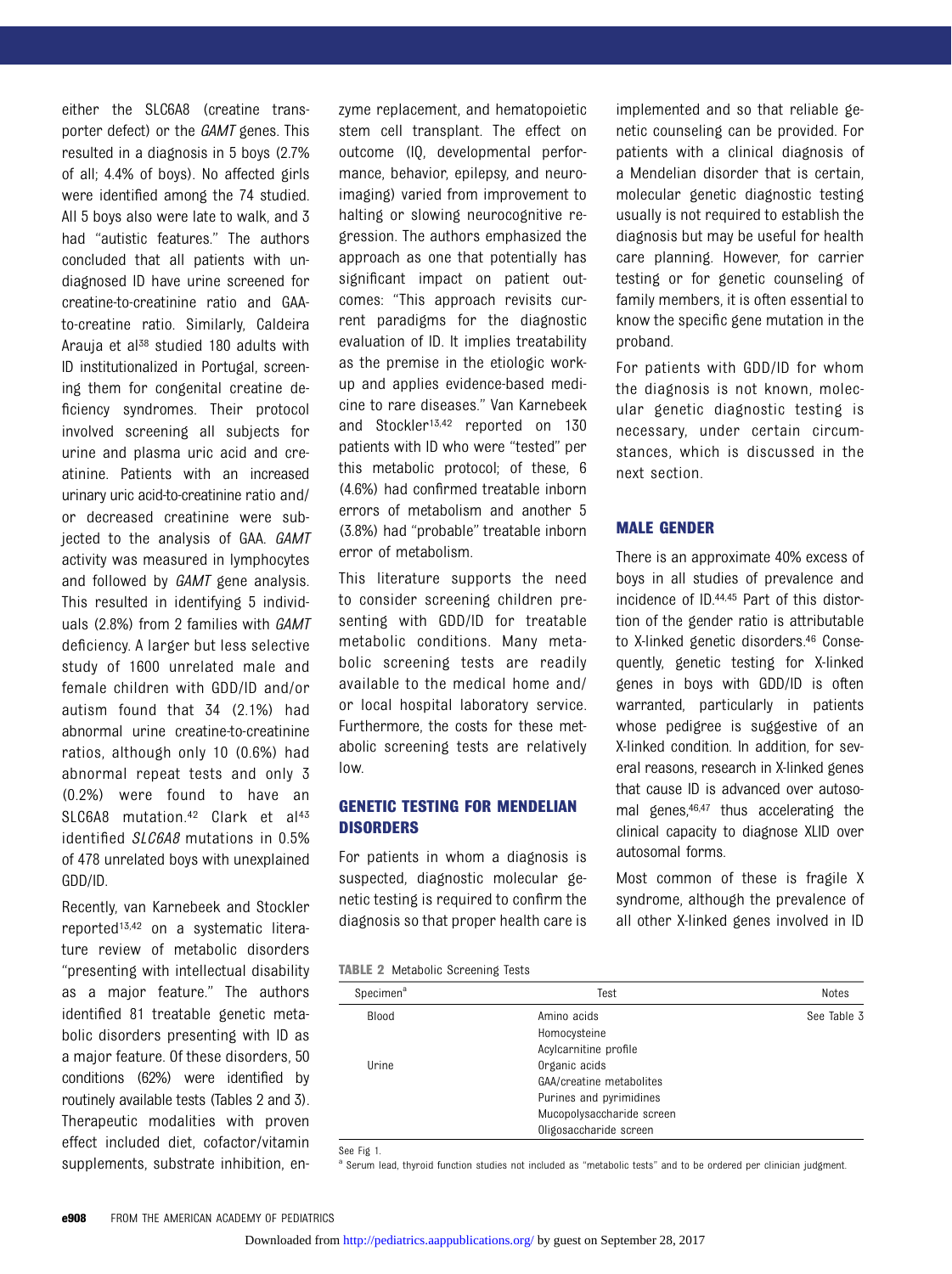either the SLC6A8 (creatine transporter defect) or the *GAMT* genes. This resulted in a diagnosis in 5 boys (2.7% of all; 4.4% of boys). No affected girls were identified among the 74 studied. All 5 boys also were late to walk, and 3 had "autistic features." The authors concluded that all patients with undiagnosed ID have urine screened for creatine-to-creatinine ratio and GAA-to-creatine ratio. Similarly, Caldeira Araujo et al[38] studied 180 adults with ID institutionalized in Portugal, screening them for congenital creatine deficiency syndromes. Their protocol involved screening all subjects for urine and plasma uric acid and creatinine. Patients with an increased urinary uric acid-to-creatinine ratio and/or decreased creatinine were subjected to the analysis of GAA. *GAMT* activity was measured in lymphocytes and followed by *GAMT* gene analysis. This resulted in identifying 5 individuals (2.8%) from 2 families with *GAMT* deficiency. A larger but less selective study of 1600 unrelated male and female children with GDD/ID and/or autism found that 34 (2.1%) had abnormal urine creatine-to-creatinine ratios, although only 10 (0.6%) had abnormal repeat tests and only 3 (0.2%) were found to have an SLC6A8 mutation.[42] Clark et al[43] identified *SLC6A8* mutations in 0.5% of 478 unrelated boys with unexplained GDD/ID.

Recently, van Karnebeek and Stockler reported[13,42] on a systematic literature review of metabolic disorders "presenting with intellectual disability as a major feature." The authors identified 81 treatable genetic metabolic disorders presenting with ID as a major feature. Of these disorders, 50 conditions (62%) were identified by routinely available tests (Tables 2 and 3). Therapeutic modalities with proven effect included diet, cofactor/vitamin supplements, substrate inhibition, enzyme replacement, and hematopoietic stem cell transplant. The effect on outcome (IQ, developmental performance, behavior, epilepsy, and neuroimaging) varied from improvement to halting or slowing neurocognitive regression. The authors emphasized the approach as one that potentially has significant impact on patient outcomes: "This approach revisits current paradigms for the diagnostic evaluation of ID. It implies treatability as the premise in the etiologic workup and applies evidence-based medicine to rare diseases." Van Karnebeek and Stockler[13,42] reported on 130 patients with ID who were "tested" per this metabolic protocol; of these, 6 (4.6%) had confirmed treatable inborn errors of metabolism and another 5 (3.8%) had "probable" treatable inborn error of metabolism.

This literature supports the need to consider screening children presenting with GDD/ID for treatable metabolic conditions. Many metabolic screening tests are readily available to the medical home and/or local hospital laboratory service. Furthermore, the costs for these metabolic screening tests are relatively low.

## GENETIC TESTING FOR MENDELIAN DISORDERS

For patients in whom a diagnosis is suspected, diagnostic molecular genetic testing is required to confirm the diagnosis so that proper health care is implemented and so that reliable genetic counseling can be provided. For patients with a clinical diagnosis of a Mendelian disorder that is certain, molecular genetic diagnostic testing usually is not required to establish the diagnosis but may be useful for health care planning. However, for carrier testing or for genetic counseling of family members, it is often essential to know the specific gene mutation in the proband.

For patients with GDD/ID for whom the diagnosis is not known, molecular genetic diagnostic testing is necessary, under certain circumstances, which is discussed in the next section.

## MALE GENDER

There is an approximate 40% excess of boys in all studies of prevalence and incidence of ID.[44,45] Part of this distortion of the gender ratio is attributable to X-linked genetic disorders.[46] Consequently, genetic testing for X-linked genes in boys with GDD/ID is often warranted, particularly in patients whose pedigree is suggestive of an X-linked condition. In addition, for several reasons, research in X-linked genes that cause ID is advanced over autosomal genes,[46,47] thus accelerating the clinical capacity to diagnose XLID over autosomal forms.

Most common of these is fragile X syndrome, although the prevalence of all other X-linked genes involved in ID

**TABLE 2** Metabolic Screening Tests

| Specimen[a] | Test | Notes |
|---|---|---|
| Blood | Amino acids | See Table 3 |
| | Homocysteine | |
| | Acylcarnitine profile | |
| Urine | Organic acids | |
| | GAA/creatine metabolites | |
| | Purines and pyrimidines | |
| | Mucopolysaccharide screen | |
| | Oligosaccharide screen | |

See Fig 1.

[a] Serum lead, thyroid function studies not included as "metabolic tests" and to be ordered per clinician judgment.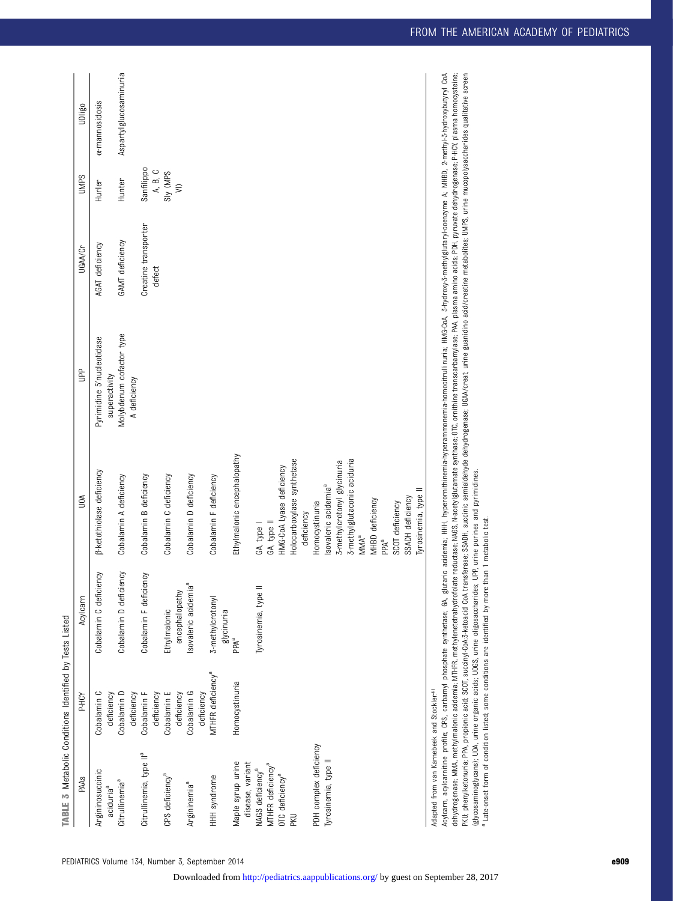**TABLE 3** Metabolic Conditions Identified by Tests Listed

| PAAs | P-HCY | Acylcarn | UOA | UPP | UGAA/Cr | UMPS | UOligo |
|---|---|---|---|---|---|---|---|
| Argininosuccinic aciduria[a] | Cobalamin C deficiency | Cobalamin C deficiency | β-ketothiolase deficiency | Pyrimidine 5′nucleotidase superactivity | AGAT deficiency | Hurler | α-mannosidosis |
| Citrullinemia[a] | Cobalamin D deficiency | Cobalamin D deficiency | Cobalamin A deficiency | Molybdenum cofactor type A deficiency | GAMT deficiency | Hunter | Aspartylglucosaminuria |
| Citrullinemia, type II[a] | Cobalamin F deficiency | Cobalamin F deficiency | Cobalamin B deficiency | | Creatine transporter defect | Sanfilippo A, B, C | |
| CPS deficiency[a] | Cobalamin E deficiency | Ethylmalonic encephalopathy | Cobalamin C deficiency | | | Sly (MPS VI) | |
| Argininemia[a] | Cobalamin G deficiency | Isovaleric acidemia[a] | Cobalamin D deficiency | | | | |
| HHH syndrome | MTHFR deficiency[a] | 3-methylcrotonyl glycinuria | Cobalamin F deficiency | | | | |
| Maple syrup urine disease, variant | Homocystinuria | PPA[a] | Ethylmalonic encephalopathy | | | | |
| NAGS deficiency[a] | | Tyrosinemia, type II | GA, type I | | | | |
| MTHFR deficiency[a] | | | GA, type II | | | | |
| OTC deficiency[a] | | | HMG-CoA Lyase deficiency | | | | |
| PKU | | | Holocarboxylase synthetase deficiency | | | | |
| PDH complex deficiency | | | Homocystinuria | | | | |
| Tyrosinemia, type II | | | Isovaleric acidemia[a] | | | | |
| | | | 3-methylcrotonyl glycinuria | | | | |
| | | | 3-methylglutaconic aciduria | | | | |
| | | | MMA[a] | | | | |
| | | | MHBD deficiency | | | | |
| | | | PPA[a] | | | | |
| | | | SCOT deficiency | | | | |
| | | | SSADH deficiency | | | | |
| | | | Tyrosinemia, type II | | | | |

Adapted from van Karnebeek and Stockler.[41]

Acylcarn, acylcarnitine profile; CPS, carbamyl phosphate synthetase; GA, glutaric acidemia; HHH, hyperornithinemia-hyperammonemia-homocitrullinuria; HMG-CoA, 3-hydroxy-3-methylglutaryl-coenzyme A; MHBD, 2-methyl-3-hydroxybutyryl CoA dehydrogenase; MMA, methylmalonic acidemia; MTHFR, methylenetetrahydrofolate reductase; NAGS, N-acetylglutamate synthase; OTC, ornithine transcarbamylase; PAA, plasma amino acids; PDH, pyruvate dehydrogenase; P-HCY, plasma homocysteine; PKU, phenylketonuria; PPA, propionic acid; SCOT, succinyl-CoA:3-ketoacid CoA transferase; SSADH, succinic semialdehyde dehydrogenase; UGAA/creat, urine guanidino acid/creatine metabolites; UMPS, urine mucopolysaccharides qualitative screen (glycosaminoglycans); UOA, urine organic acids; UOGS, urine oligosaccharides; UPP, urine purines and pyrimidines.

[a] Late-onset form of condition listed; some conditions are identified by more than 1 metabolic test.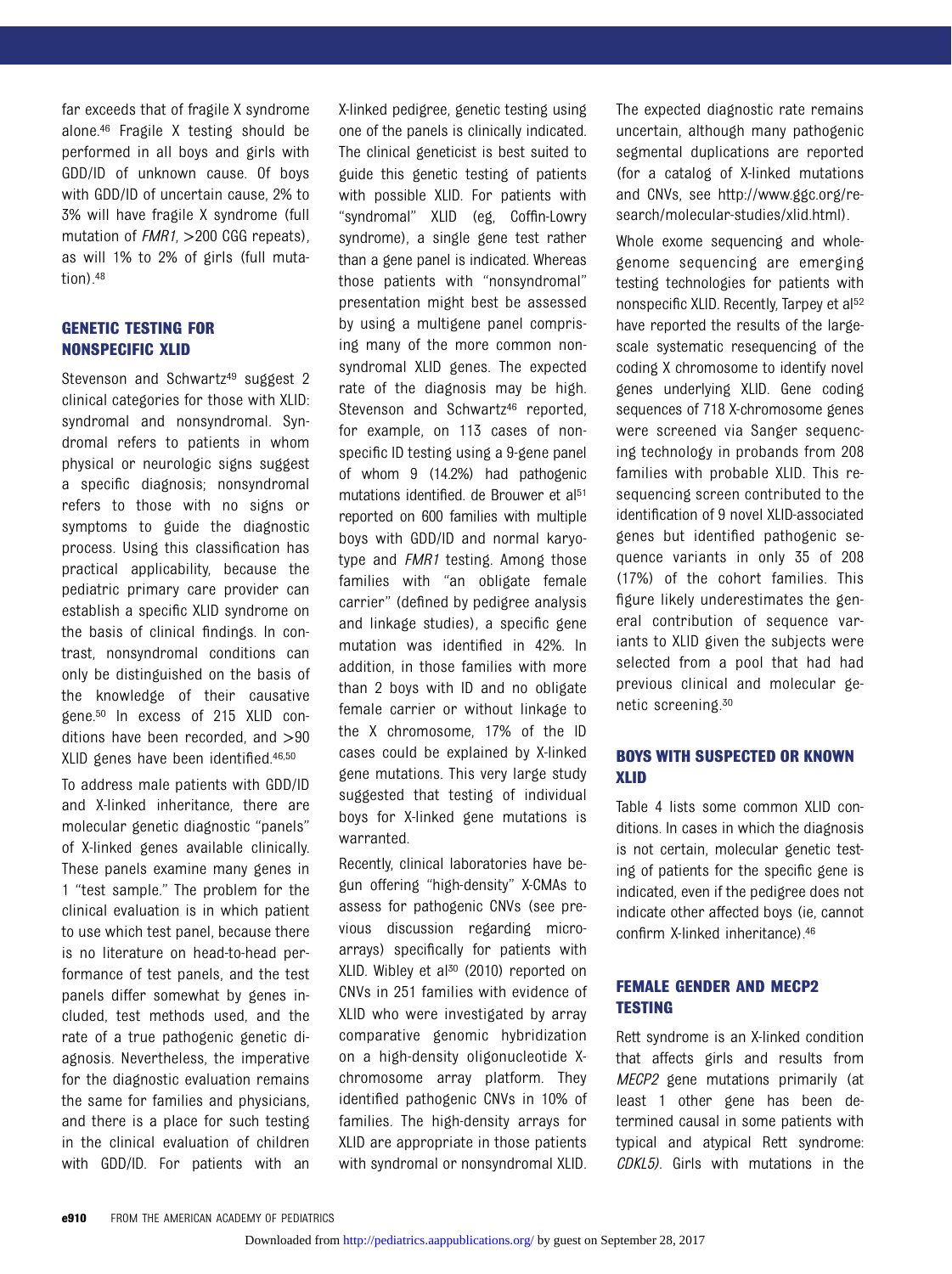far exceeds that of fragile X syndrome alone.[46] Fragile X testing should be performed in all boys and girls with GDD/ID of unknown cause. Of boys with GDD/ID of uncertain cause, 2% to 3% will have fragile X syndrome (full mutation of *FMR1*, >200 CGG repeats), as will 1% to 2% of girls (full mutation).[48]

## GENETIC TESTING FOR NONSPECIFIC XLID

Stevenson and Schwartz[49] suggest 2 clinical categories for those with XLID: syndromal and nonsyndromal. Syndromal refers to patients in whom physical or neurologic signs suggest a specific diagnosis; nonsyndromal refers to those with no signs or symptoms to guide the diagnostic process. Using this classification has practical applicability, because the pediatric primary care provider can establish a specific XLID syndrome on the basis of clinical findings. In contrast, nonsyndromal conditions can only be distinguished on the basis of the knowledge of their causative gene.[50] In excess of 215 XLID conditions have been recorded, and >90 XLID genes have been identified.[46,50]

To address male patients with GDD/ID and X-linked inheritance, there are molecular genetic diagnostic "panels" of X-linked genes available clinically. These panels examine many genes in 1 "test sample." The problem for the clinical evaluation is in which patient to use which test panel, because there is no literature on head-to-head performance of test panels, and the test panels differ somewhat by genes included, test methods used, and the rate of a true pathogenic genetic diagnosis. Nevertheless, the imperative for the diagnostic evaluation remains the same for families and physicians, and there is a place for such testing in the clinical evaluation of children with GDD/ID. For patients with an X-linked pedigree, genetic testing using one of the panels is clinically indicated. The clinical geneticist is best suited to guide this genetic testing of patients with possible XLID. For patients with "syndromal" XLID (eg, Coffin-Lowry syndrome), a single gene test rather than a gene panel is indicated. Whereas those patients with "nonsyndromal" presentation might best be assessed by using a multigene panel comprising many of the more common nonsyndromal XLID genes. The expected rate of the diagnosis may be high. Stevenson and Schwartz[46] reported, for example, on 113 cases of nonspecific ID testing using a 9-gene panel of whom 9 (14.2%) had pathogenic mutations identified. de Brouwer et al[51] reported on 600 families with multiple boys with GDD/ID and normal karyotype and *FMR1* testing. Among those families with "an obligate female carrier" (defined by pedigree analysis and linkage studies), a specific gene mutation was identified in 42%. In addition, in those families with more than 2 boys with ID and no obligate female carrier or without linkage to the X chromosome, 17% of the ID cases could be explained by X-linked gene mutations. This very large study suggested that testing of individual boys for X-linked gene mutations is warranted.

Recently, clinical laboratories have begun offering "high-density" X-CMAs to assess for pathogenic CNVs (see previous discussion regarding microarrays) specifically for patients with XLID. Wibley et al[30] (2010) reported on CNVs in 251 families with evidence of XLID who were investigated by array comparative genomic hybridization on a high-density oligonucleotide X-chromosome array platform. They identified pathogenic CNVs in 10% of families. The high-density arrays for XLID are appropriate in those patients with syndromal or nonsyndromal XLID. The expected diagnostic rate remains uncertain, although many pathogenic segmental duplications are reported (for a catalog of X-linked mutations and CNVs, see http://www.ggc.org/research/molecular-studies/xlid.html).

Whole exome sequencing and whole-genome sequencing are emerging testing technologies for patients with nonspecific XLID. Recently, Tarpey et al[52] have reported the results of the large-scale systematic resequencing of the coding X chromosome to identify novel genes underlying XLID. Gene coding sequences of 718 X-chromosome genes were screened via Sanger sequencing technology in probands from 208 families with probable XLID. This resequencing screen contributed to the identification of 9 novel XLID-associated genes but identified pathogenic sequence variants in only 35 of 208 (17%) of the cohort families. This figure likely underestimates the general contribution of sequence variants to XLID given the subjects were selected from a pool that had had previous clinical and molecular genetic screening.[30]

## BOYS WITH SUSPECTED OR KNOWN XLID

Table 4 lists some common XLID conditions. In cases in which the diagnosis is not certain, molecular genetic testing of patients for the specific gene is indicated, even if the pedigree does not indicate other affected boys (ie, cannot confirm X-linked inheritance).[46]

## FEMALE GENDER AND MECP2 TESTING

Rett syndrome is an X-linked condition that affects girls and results from *MECP2* gene mutations primarily (at least 1 other gene has been determined causal in some patients with typical and atypical Rett syndrome: *CDKL5)*. Girls with mutations in the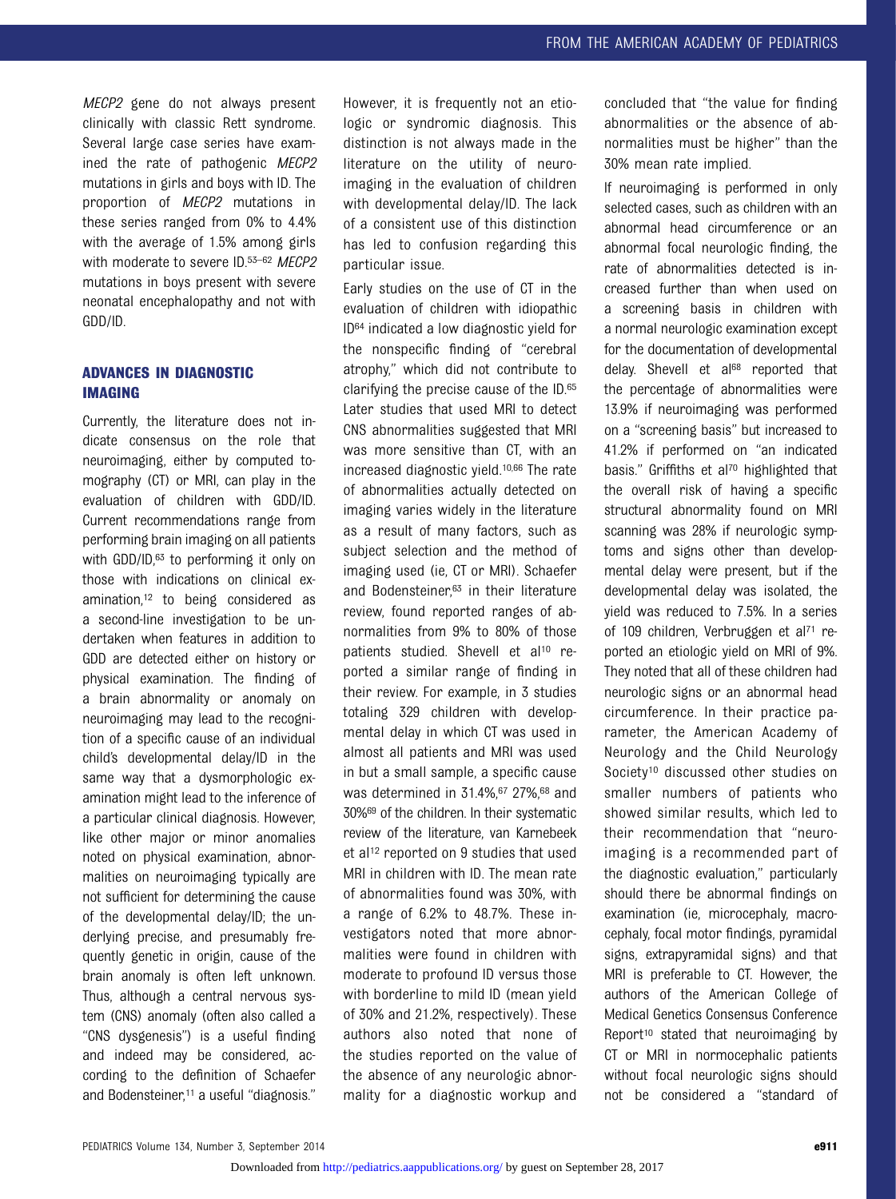*MECP2* gene do not always present clinically with classic Rett syndrome. Several large case series have examined the rate of pathogenic *MECP2* mutations in girls and boys with ID. The proportion of *MECP2* mutations in these series ranged from 0% to 4.4% with the average of 1.5% among girls with moderate to severe ID.[53–62] *MECP2* mutations in boys present with severe neonatal encephalopathy and not with GDD/ID.

## ADVANCES IN DIAGNOSTIC IMAGING

Currently, the literature does not indicate consensus on the role that neuroimaging, either by computed tomography (CT) or MRI, can play in the evaluation of children with GDD/ID. Current recommendations range from performing brain imaging on all patients with GDD/ID,[63] to performing it only on those with indications on clinical examination,[12] to being considered as a second-line investigation to be undertaken when features in addition to GDD are detected either on history or physical examination. The finding of a brain abnormality or anomaly on neuroimaging may lead to the recognition of a specific cause of an individual child's developmental delay/ID in the same way that a dysmorphologic examination might lead to the inference of a particular clinical diagnosis. However, like other major or minor anomalies noted on physical examination, abnormalities on neuroimaging typically are not sufficient for determining the cause of the developmental delay/ID; the underlying precise, and presumably frequently genetic in origin, cause of the brain anomaly is often left unknown. Thus, although a central nervous system (CNS) anomaly (often also called a "CNS dysgenesis") is a useful finding and indeed may be considered, according to the definition of Schaefer and Bodensteiner,[11] a useful "diagnosis." However, it is frequently not an etiologic or syndromic diagnosis. This distinction is not always made in the literature on the utility of neuroimaging in the evaluation of children with developmental delay/ID. The lack of a consistent use of this distinction has led to confusion regarding this particular issue.

Early studies on the use of CT in the evaluation of children with idiopathic ID[64] indicated a low diagnostic yield for the nonspecific finding of "cerebral atrophy," which did not contribute to clarifying the precise cause of the ID.[65] Later studies that used MRI to detect CNS abnormalities suggested that MRI was more sensitive than CT, with an increased diagnostic yield.[10,66] The rate of abnormalities actually detected on imaging varies widely in the literature as a result of many factors, such as subject selection and the method of imaging used (ie, CT or MRI). Schaefer and Bodensteiner,[63] in their literature review, found reported ranges of abnormalities from 9% to 80% of those patients studied. Shevell et al[10] reported a similar range of finding in their review. For example, in 3 studies totaling 329 children with developmental delay in which CT was used in almost all patients and MRI was used in but a small sample, a specific cause was determined in 31.4%,[67] 27%,[68] and 30%[69] of the children. In their systematic review of the literature, van Karnebeek et al[12] reported on 9 studies that used MRI in children with ID. The mean rate of abnormalities found was 30%, with a range of 6.2% to 48.7%. These investigators noted that more abnormalities were found in children with moderate to profound ID versus those with borderline to mild ID (mean yield of 30% and 21.2%, respectively). These authors also noted that none of the studies reported on the value of the absence of any neurologic abnormality for a diagnostic workup and concluded that "the value for finding abnormalities or the absence of abnormalities must be higher" than the 30% mean rate implied.

If neuroimaging is performed in only selected cases, such as children with an abnormal head circumference or an abnormal focal neurologic finding, the rate of abnormalities detected is increased further than when used on a screening basis in children with a normal neurologic examination except for the documentation of developmental delay. Shevell et al[68] reported that the percentage of abnormalities were 13.9% if neuroimaging was performed on a "screening basis" but increased to 41.2% if performed on "an indicated basis." Griffiths et al[70] highlighted that the overall risk of having a specific structural abnormality found on MRI scanning was 28% if neurologic symptoms and signs other than developmental delay were present, but if the developmental delay was isolated, the yield was reduced to 7.5%. In a series of 109 children, Verbruggen et al[71] reported an etiologic yield on MRI of 9%. They noted that all of these children had neurologic signs or an abnormal head circumference. In their practice parameter, the American Academy of Neurology and the Child Neurology Society[10] discussed other studies on smaller numbers of patients who showed similar results, which led to their recommendation that "neuroimaging is a recommended part of the diagnostic evaluation," particularly should there be abnormal findings on examination (ie, microcephaly, macrocephaly, focal motor findings, pyramidal signs, extrapyramidal signs) and that MRI is preferable to CT. However, the authors of the American College of Medical Genetics Consensus Conference Report[10] stated that neuroimaging by CT or MRI in normocephalic patients without focal neurologic signs should not be considered a "standard of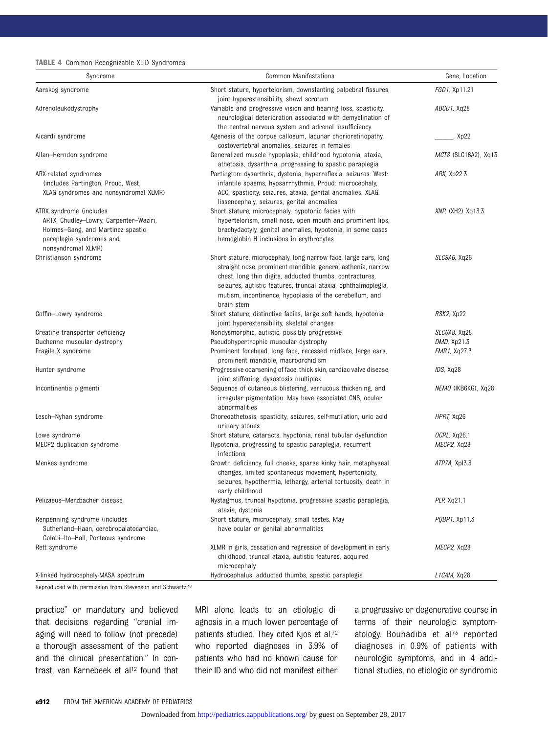**TABLE 4** Common Recognizable XLID Syndromes

| Syndrome | Common Manifestations | Gene, Location |
|---|---|---|
| Aarskog syndrome | Short stature, hypertelorism, downslanting palpebral fissures, joint hyperextensibility, shawl scrotum | *FGD1*, Xp11.21 |
| Adrenoleukodystrophy | Variable and progressive vision and hearing loss, spasticity, neurological deterioration associated with demyelination of the central nervous system and adrenal insufficiency | *ABCD1*, Xq28 |
| Aicardi syndrome | Agenesis of the corpus callosum, lacunar chorioretinopathy, costovertebral anomalies, seizures in females | ______, Xp22 |
| Allan–Herndon syndrome | Generalized muscle hypoplasia, childhood hypotonia, ataxia, athetosis, dysarthria, progressing to spastic paraplegia | *MCT8* (SLC16A2), Xq13 |
| ARX-related syndromes (includes Partington, Proud, West, XLAG syndromes and nonsyndromal XLMR) | Partington: dysarthria, dystonia, hyperreflexia, seizures. West: infantile spasms, hypsarrhythmia. Proud: microcephaly, ACC, spasticity, seizures, ataxia, genital anomalies. XLAG: lissencephaly, seizures, genital anomalies | *ARX*, Xp22.3 |
| ATRX syndrome (includes ARTX, Chudley–Lowry, Carpenter–Waziri, Holmes–Gang, and Martinez spastic paraplegia syndromes and nonsyndromal XLMR) | Short stature, microcephaly, hypotonic facies with hypertelorism, small nose, open mouth and prominent lips, brachydactyly, genital anomalies, hypotonia, in some cases hemoglobin H inclusions in erythrocytes | *XNP*, (XH2) Xq13.3 |
| Christianson syndrome | Short stature, microcephaly, long narrow face, large ears, long straight nose, prominent mandible, general asthenia, narrow chest, long thin digits, adducted thumbs, contractures, seizures, autistic features, truncal ataxia, ophthalmoplegia, mutism, incontinence, hypoplasia of the cerebellum, and brain stem | *SLC9A6*, Xq26 |
| Coffin–Lowry syndrome | Short stature, distinctive facies, large soft hands, hypotonia, joint hyperextensibility, skeletal changes | *RSK2*, Xp22 |
| Creatine transporter deficiency | Nondysmorphic, autistic, possibly progressive | *SLC6A8*, Xq28 |
| Duchenne muscular dystrophy | Pseudohypertrophic muscular dystrophy | *DMD*, Xp21.3 |
| Fragile X syndrome | Prominent forehead, long face, recessed midface, large ears, prominent mandible, macroorchidism | *FMR1*, Xq27.3 |
| Hunter syndrome | Progressive coarsening of face, thick skin, cardiac valve disease, joint stiffening, dysostosis multiplex | *IDS*, Xq28 |
| Incontinentia pigmenti | Sequence of cutaneous blistering, verrucous thickening, and irregular pigmentation. May have associated CNS, ocular abnormalities | *NEMO* (IKBKG), Xq28 |
| Lesch–Nyhan syndrome | Choreoathetosis, spasticity, seizures, self-mutilation, uric acid urinary stones | *HPRT*, Xq26 |
| Lowe syndrome | Short stature, cataracts, hypotonia, renal tubular dysfunction | *OCRL*, Xq26.1 |
| MECP2 duplication syndrome | Hypotonia, progressing to spastic paraplegia, recurrent infections | *MECP2*, Xq28 |
| Menkes syndrome | Growth deficiency, full cheeks, sparse kinky hair, metaphyseal changes, limited spontaneous movement, hypertonicity, seizures, hypothermia, lethargy, arterial tortuosity, death in early childhood | *ATP7A*, Xpl3.3 |
| Pelizaeus–Merzbacher disease | Nystagmus, truncal hypotonia, progressive spastic paraplegia, ataxia, dystonia | *PLP*, Xq21.1 |
| Renpenning syndrome (includes Sutherland–Haan, cerebropalatocardiac, Golabi–Ito–Hall, Porteous syndrome | Short stature, microcephaly, small testes. May have ocular or genital abnormalities | *PQBP1*, Xp11.3 |
| Rett syndrome | XLMR in girls, cessation and regression of development in early childhood, truncal ataxia, autistic features, acquired microcephaly | *MECP2*, Xq28 |
| X-linked hydrocephaly-MASA spectrum | Hydrocephalus, adducted thumbs, spastic paraplegia | *L1CAM*, Xq28 |

Reproduced with permission from Stevenson and Schwartz.[46]

practice" or mandatory and believed that decisions regarding "cranial imaging will need to follow (not precede) a thorough assessment of the patient and the clinical presentation." In contrast, van Karnebeek et al[12] found that MRI alone leads to an etiologic diagnosis in a much lower percentage of patients studied. They cited Kjos et al,[72] who reported diagnoses in 3.9% of patients who had no known cause for their ID and who did not manifest either a progressive or degenerative course in terms of their neurologic symptomatology. Bouhadiba et al[73] reported diagnoses in 0.9% of patients with neurologic symptoms, and in 4 additional studies, no etiologic or syndromic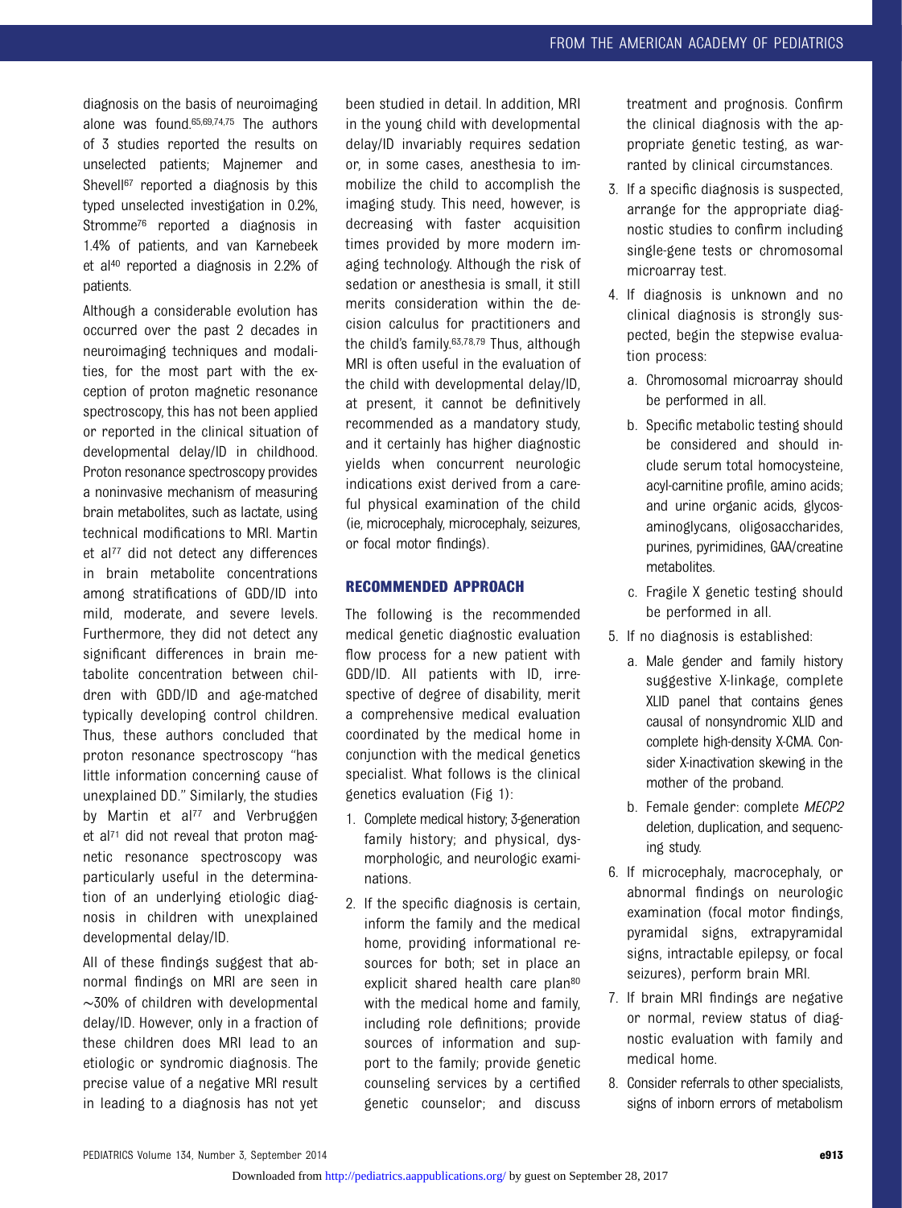diagnosis on the basis of neuroimaging alone was found.[65,69,74,75] The authors of 3 studies reported the results on unselected patients; Majnemer and Shevell[67] reported a diagnosis by this typed unselected investigation in 0.2%, Stromme[76] reported a diagnosis in 1.4% of patients, and van Karnebeek et al[40] reported a diagnosis in 2.2% of patients.

Although a considerable evolution has occurred over the past 2 decades in neuroimaging techniques and modalities, for the most part with the exception of proton magnetic resonance spectroscopy, this has not been applied or reported in the clinical situation of developmental delay/ID in childhood. Proton resonance spectroscopy provides a noninvasive mechanism of measuring brain metabolites, such as lactate, using technical modifications to MRI. Martin et al[77] did not detect any differences in brain metabolite concentrations among stratifications of GDD/ID into mild, moderate, and severe levels. Furthermore, they did not detect any significant differences in brain metabolite concentration between children with GDD/ID and age-matched typically developing control children. Thus, these authors concluded that proton resonance spectroscopy "has little information concerning cause of unexplained DD." Similarly, the studies by Martin et al[77] and Verbruggen et al[71] did not reveal that proton magnetic resonance spectroscopy was particularly useful in the determination of an underlying etiologic diagnosis in children with unexplained developmental delay/ID.

All of these findings suggest that abnormal findings on MRI are seen in ~30% of children with developmental delay/ID. However, only in a fraction of these children does MRI lead to an etiologic or syndromic diagnosis. The precise value of a negative MRI result in leading to a diagnosis has not yet been studied in detail. In addition, MRI in the young child with developmental delay/ID invariably requires sedation or, in some cases, anesthesia to immobilize the child to accomplish the imaging study. This need, however, is decreasing with faster acquisition times provided by more modern imaging technology. Although the risk of sedation or anesthesia is small, it still merits consideration within the decision calculus for practitioners and the child's family.[63,78,79] Thus, although MRI is often useful in the evaluation of the child with developmental delay/ID, at present, it cannot be definitively recommended as a mandatory study, and it certainly has higher diagnostic yields when concurrent neurologic indications exist derived from a careful physical examination of the child (ie, microcephaly, microcephaly, seizures, or focal motor findings).

## RECOMMENDED APPROACH

The following is the recommended medical genetic diagnostic evaluation flow process for a new patient with GDD/ID. All patients with ID, irrespective of degree of disability, merit a comprehensive medical evaluation coordinated by the medical home in conjunction with the medical genetics specialist. What follows is the clinical genetics evaluation (Fig 1):

1. Complete medical history; 3-generation family history; and physical, dysmorphologic, and neurologic examinations.
2. If the specific diagnosis is certain, inform the family and the medical home, providing informational resources for both; set in place an explicit shared health care plan[80] with the medical home and family, including role definitions; provide sources of information and support to the family; provide genetic counseling services by a certified genetic counselor; and discuss treatment and prognosis. Confirm the clinical diagnosis with the appropriate genetic testing, as warranted by clinical circumstances.
3. If a specific diagnosis is suspected, arrange for the appropriate diagnostic studies to confirm including single-gene tests or chromosomal microarray test.
4. If diagnosis is unknown and no clinical diagnosis is strongly suspected, begin the stepwise evaluation process:
   a. Chromosomal microarray should be performed in all.
   b. Specific metabolic testing should be considered and should include serum total homocysteine, acyl-carnitine profile, amino acids; and urine organic acids, glycosaminoglycans, oligosaccharides, purines, pyrimidines, GAA/creatine metabolites.
   c. Fragile X genetic testing should be performed in all.
5. If no diagnosis is established:
   a. Male gender and family history suggestive X-linkage, complete XLID panel that contains genes causal of nonsyndromic XLID and complete high-density X-CMA. Consider X-inactivation skewing in the mother of the proband.
   b. Female gender: complete *MECP2* deletion, duplication, and sequencing study.
6. If microcephaly, macrocephaly, or abnormal findings on neurologic examination (focal motor findings, pyramidal signs, extrapyramidal signs, intractable epilepsy, or focal seizures), perform brain MRI.
7. If brain MRI findings are negative or normal, review status of diagnostic evaluation with family and medical home.
8. Consider referrals to other specialists, signs of inborn errors of metabolism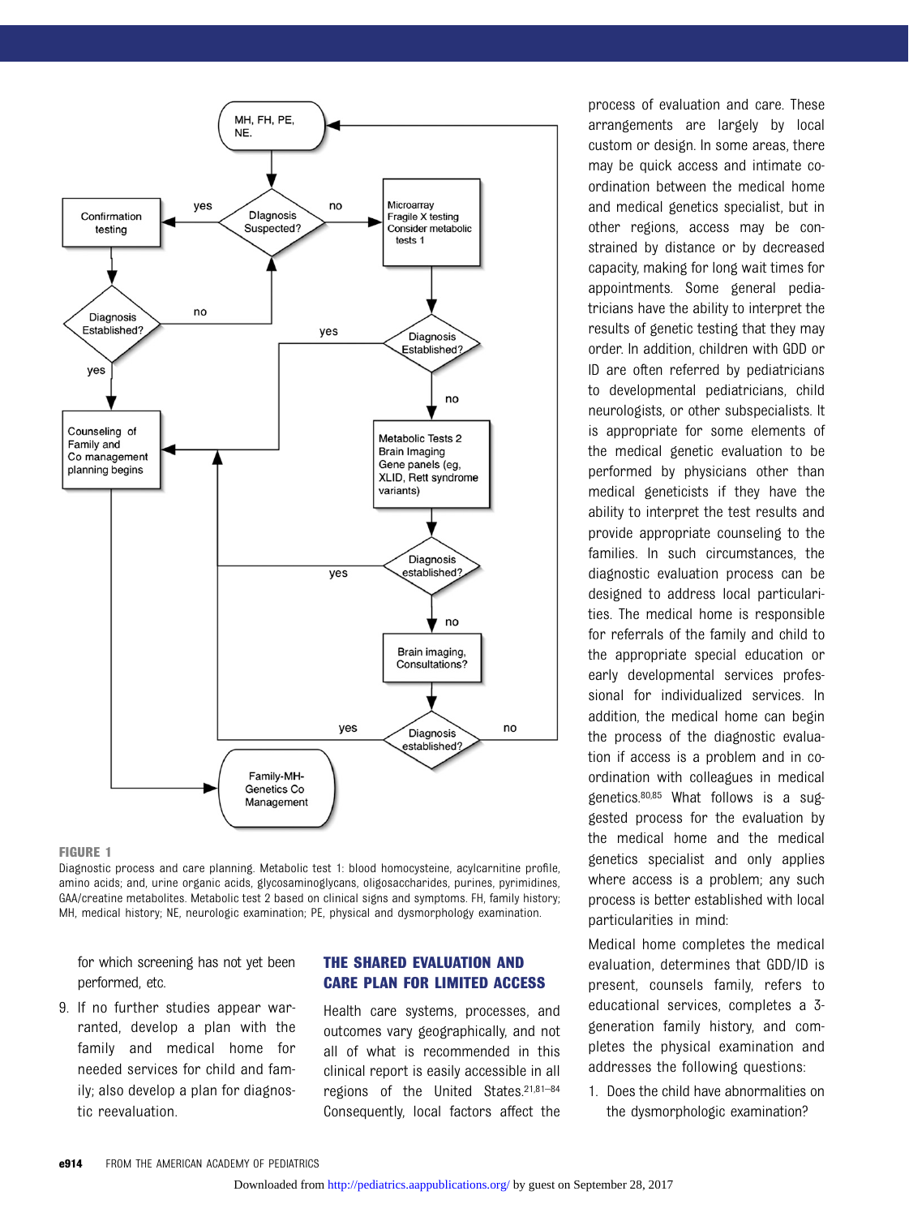MH, FH, PE, NE.

Diagnosis Suspected?

yes

no

Confirmation testing

Microarray
Fragile X testing
Consider metabolic tests 1

Diagnosis Established?

no

yes

Diagnosis Established?

yes

no

Counseling of Family and Co management planning begins

Metabolic Tests 2
Brain Imaging
Gene panels (eg, XLID, Rett syndrome variants)

Diagnosis established?

yes

no

Brain imaging, Consultations?

Diagnosis established?

yes

no

Family-MH-Genetics Co Management

**FIGURE 1**

Diagnostic process and care planning. Metabolic test 1: blood homocysteine, acylcarnitine profile, amino acids; and, urine organic acids, glycosaminoglycans, oligosaccharides, purines, pyrimidines, GAA/creatine metabolites. Metabolic test 2 based on clinical signs and symptoms. FH, family history; MH, medical history; NE, neurologic examination; PE, physical and dysmorphology examination.

for which screening has not yet been performed, etc.

9. If no further studies appear warranted, develop a plan with the family and medical home for needed services for child and family; also develop a plan for diagnostic reevaluation.

## THE SHARED EVALUATION AND CARE PLAN FOR LIMITED ACCESS

Health care systems, processes, and outcomes vary geographically, and not all of what is recommended in this clinical report is easily accessible in all regions of the United States.[21,81–84] Consequently, local factors affect the process of evaluation and care. These arrangements are largely by local custom or design. In some areas, there may be quick access and intimate coordination between the medical home and medical genetics specialist, but in other regions, access may be constrained by distance or by decreased capacity, making for long wait times for appointments. Some general pediatricians have the ability to interpret the results of genetic testing that they may order. In addition, children with GDD or ID are often referred by pediatricians to developmental pediatricians, child neurologists, or other subspecialists. It is appropriate for some elements of the medical genetic evaluation to be performed by physicians other than medical geneticists if they have the ability to interpret the test results and provide appropriate counseling to the families. In such circumstances, the diagnostic evaluation process can be designed to address local particularities. The medical home is responsible for referrals of the family and child to the appropriate special education or early developmental services professional for individualized services. In addition, the medical home can begin the process of the diagnostic evaluation if access is a problem and in coordination with colleagues in medical genetics.[80,85] What follows is a suggested process for the evaluation by the medical home and the medical genetics specialist and only applies where access is a problem; any such process is better established with local particularities in mind:

Medical home completes the medical evaluation, determines that GDD/ID is present, counsels family, refers to educational services, completes a 3-generation family history, and completes the physical examination and addresses the following questions:

1. Does the child have abnormalities on the dysmorphologic examination?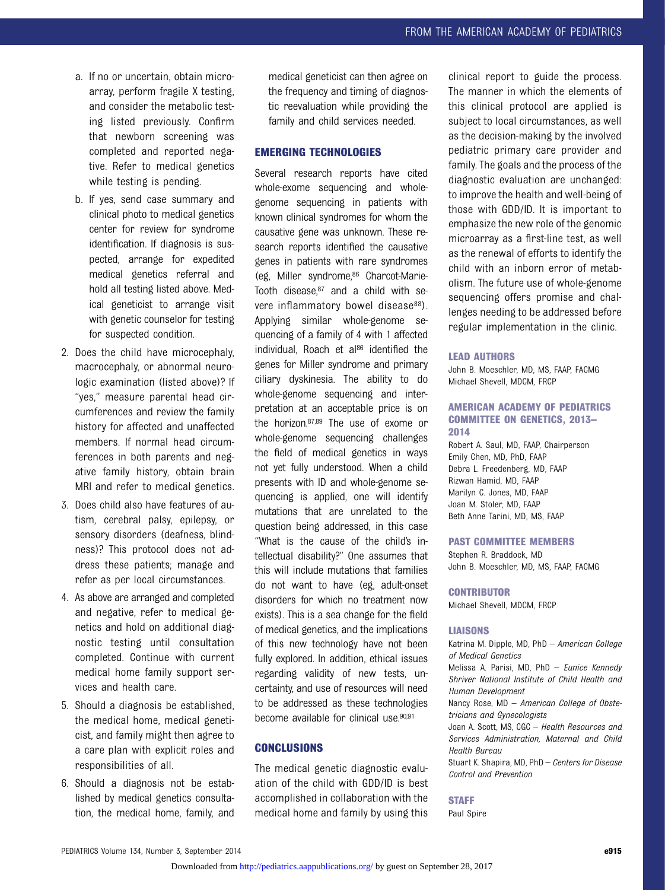a. If no or uncertain, obtain microarray, perform fragile X testing, and consider the metabolic testing listed previously. Confirm that newborn screening was completed and reported negative. Refer to medical genetics while testing is pending.
b. If yes, send case summary and clinical photo to medical genetics center for review for syndrome identification. If diagnosis is suspected, arrange for expedited medical genetics referral and hold all testing listed above. Medical geneticist to arrange visit with genetic counselor for testing for suspected condition.

2. Does the child have microcephaly, macrocephaly, or abnormal neurologic examination (listed above)? If "yes," measure parental head circumferences and review the family history for affected and unaffected members. If normal head circumferences in both parents and negative family history, obtain brain MRI and refer to medical genetics.
3. Does child also have features of autism, cerebral palsy, epilepsy, or sensory disorders (deafness, blindness)? This protocol does not address these patients; manage and refer as per local circumstances.
4. As above are arranged and completed and negative, refer to medical genetics and hold on additional diagnostic testing until consultation completed. Continue with current medical home family support services and health care.
5. Should a diagnosis be established, the medical home, medical geneticist, and family might then agree to a care plan with explicit roles and responsibilities of all.
6. Should a diagnosis not be established by medical genetics consultation, the medical home, family, and medical geneticist can then agree on the frequency and timing of diagnostic reevaluation while providing the family and child services needed.

## EMERGING TECHNOLOGIES

Several research reports have cited whole-exome sequencing and whole-genome sequencing in patients with known clinical syndromes for whom the causative gene was unknown. These research reports identified the causative genes in patients with rare syndromes (eg, Miller syndrome,[86] Charcot-Marie-Tooth disease,[87] and a child with severe inflammatory bowel disease[88]). Applying similar whole-genome sequencing of a family of 4 with 1 affected individual, Roach et al[86] identified the genes for Miller syndrome and primary ciliary dyskinesia. The ability to do whole-genome sequencing and interpretation at an acceptable price is on the horizon.[87,89] The use of exome or whole-genome sequencing challenges the field of medical genetics in ways not yet fully understood. When a child presents with ID and whole-genome sequencing is applied, one will identify mutations that are unrelated to the question being addressed, in this case "What is the cause of the child's intellectual disability?" One assumes that this will include mutations that families do not want to have (eg, adult-onset disorders for which no treatment now exists). This is a sea change for the field of medical genetics, and the implications of this new technology have not been fully explored. In addition, ethical issues regarding validity of new tests, uncertainty, and use of resources will need to be addressed as these technologies become available for clinical use.[90,91]

## CONCLUSIONS

The medical genetic diagnostic evaluation of the child with GDD/ID is best accomplished in collaboration with the medical home and family by using this clinical report to guide the process. The manner in which the elements of this clinical protocol are applied is subject to local circumstances, as well as the decision-making by the involved pediatric primary care provider and family. The goals and the process of the diagnostic evaluation are unchanged: to improve the health and well-being of those with GDD/ID. It is important to emphasize the new role of the genomic microarray as a first-line test, as well as the renewal of efforts to identify the child with an inborn error of metabolism. The future use of whole-genome sequencing offers promise and challenges needing to be addressed before regular implementation in the clinic.

### LEAD AUTHORS

John B. Moeschler, MD, MS, FAAP, FACMG
Michael Shevell, MDCM, FRCP

### AMERICAN ACADEMY OF PEDIATRICS COMMITTEE ON GENETICS, 2013–2014

Robert A. Saul, MD, FAAP, Chairperson
Emily Chen, MD, PhD, FAAP
Debra L. Freedenberg, MD, FAAP
Rizwan Hamid, MD, FAAP
Marilyn C. Jones, MD, FAAP
Joan M. Stoler, MD, FAAP
Beth Anne Tarini, MD, MS, FAAP

### PAST COMMITTEE MEMBERS

Stephen R. Braddock, MD
John B. Moeschler, MD, MS, FAAP, FACMG

### CONTRIBUTOR

Michael Shevell, MDCM, FRCP

### LIAISONS

Katrina M. Dipple, MD, PhD – *American College of Medical Genetics*
Melissa A. Parisi, MD, PhD – *Eunice Kennedy Shriver National Institute of Child Health and Human Development*
Nancy Rose, MD – *American College of Obstetricians and Gynecologists*
Joan A. Scott, MS, CGC – *Health Resources and Services Administration, Maternal and Child Health Bureau*
Stuart K. Shapira, MD, PhD – *Centers for Disease Control and Prevention*

### STAFF

Paul Spire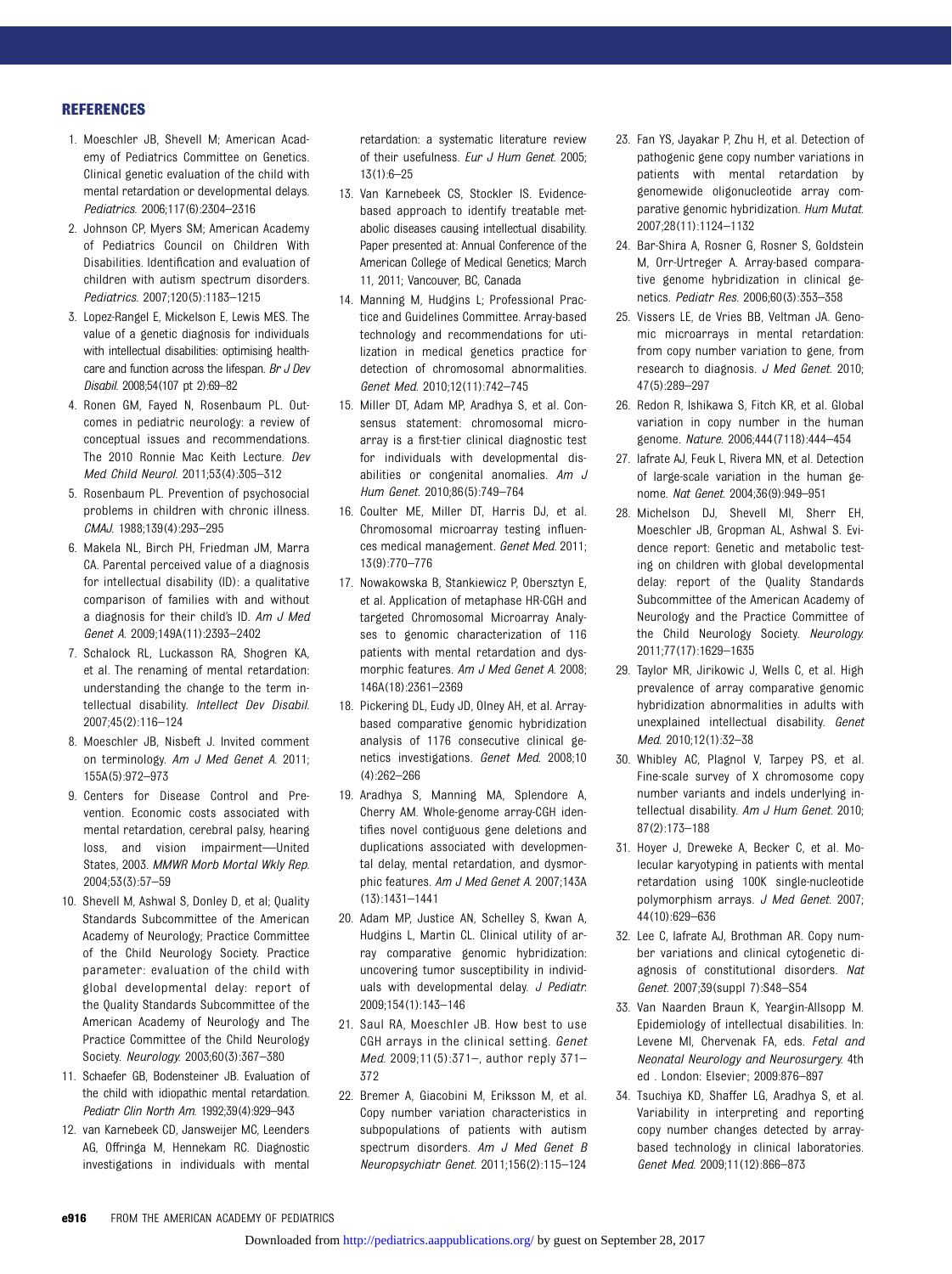## REFERENCES

1. Moeschler JB, Shevell M; American Academy of Pediatrics Committee on Genetics. Clinical genetic evaluation of the child with mental retardation or developmental delays. *Pediatrics*. 2006;117(6):2304–2316
2. Johnson CP, Myers SM; American Academy of Pediatrics Council on Children With Disabilities. Identification and evaluation of children with autism spectrum disorders. *Pediatrics*. 2007;120(5):1183–1215
3. Lopez-Rangel E, Mickelson E, Lewis MES. The value of a genetic diagnosis for individuals with intellectual disabilities: optimising healthcare and function across the lifespan. *Br J Dev Disabil*. 2008;54(107 pt 2):69–82
4. Ronen GM, Fayed N, Rosenbaum PL. Outcomes in pediatric neurology: a review of conceptual issues and recommendations. The 2010 Ronnie Mac Keith Lecture. *Dev Med Child Neurol*. 2011;53(4):305–312
5. Rosenbaum PL. Prevention of psychosocial problems in children with chronic illness. *CMAJ*. 1988;139(4):293–295
6. Makela NL, Birch PH, Friedman JM, Marra CA. Parental perceived value of a diagnosis for intellectual disability (ID): a qualitative comparison of families with and without a diagnosis for their child's ID. *Am J Med Genet A*. 2009;149A(11):2393–2402
7. Schalock RL, Luckasson RA, Shogren KA, et al. The renaming of mental retardation: understanding the change to the term intellectual disability. *Intellect Dev Disabil*. 2007;45(2):116–124
8. Moeschler JB, Nisbeft J. Invited comment on terminology. *Am J Med Genet A*. 2011; 155A(5):972–973
9. Centers for Disease Control and Prevention. Economic costs associated with mental retardation, cerebral palsy, hearing loss, and vision impairment—United States, 2003. *MMWR Morb Mortal Wkly Rep*. 2004;53(3):57–59
10. Shevell M, Ashwal S, Donley D, et al; Quality Standards Subcommittee of the American Academy of Neurology; Practice Committee of the Child Neurology Society. Practice parameter: evaluation of the child with global developmental delay: report of the Quality Standards Subcommittee of the American Academy of Neurology and The Practice Committee of the Child Neurology Society. *Neurology*. 2003;60(3):367–380
11. Schaefer GB, Bodensteiner JB. Evaluation of the child with idiopathic mental retardation. *Pediatr Clin North Am*. 1992;39(4):929–943
12. van Karnebeek CD, Jansweijer MC, Leenders AG, Offringa M, Hennekam RC. Diagnostic investigations in individuals with mental retardation: a systematic literature review of their usefulness. *Eur J Hum Genet*. 2005; 13(1):6–25
13. Van Karnebeek CS, Stockler IS. Evidence-based approach to identify treatable metabolic diseases causing intellectual disability. Paper presented at: Annual Conference of the American College of Medical Genetics; March 11, 2011; Vancouver, BC, Canada
14. Manning M, Hudgins L; Professional Practice and Guidelines Committee. Array-based technology and recommendations for utilization in medical genetics practice for detection of chromosomal abnormalities. *Genet Med*. 2010;12(11):742–745
15. Miller DT, Adam MP, Aradhya S, et al. Consensus statement: chromosomal microarray is a first-tier clinical diagnostic test for individuals with developmental disabilities or congenital anomalies. *Am J Hum Genet*. 2010;86(5):749–764
16. Coulter ME, Miller DT, Harris DJ, et al. Chromosomal microarray testing influences medical management. *Genet Med*. 2011; 13(9):770–776
17. Nowakowska B, Stankiewicz P, Obersztyn E, et al. Application of metaphase HR-CGH and targeted Chromosomal Microarray Analyses to genomic characterization of 116 patients with mental retardation and dysmorphic features. *Am J Med Genet A*. 2008; 146A(18):2361–2369
18. Pickering DL, Eudy JD, Olney AH, et al. Array-based comparative genomic hybridization analysis of 1176 consecutive clinical genetics investigations. *Genet Med*. 2008;10 (4):262–266
19. Aradhya S, Manning MA, Splendore A, Cherry AM. Whole-genome array-CGH identifies novel contiguous gene deletions and duplications associated with developmental delay, mental retardation, and dysmorphic features. *Am J Med Genet A*. 2007;143A (13):1431–1441
20. Adam MP, Justice AN, Schelley S, Kwan A, Hudgins L, Martin CL. Clinical utility of array comparative genomic hybridization: uncovering tumor susceptibility in individuals with developmental delay. *J Pediatr*. 2009;154(1):143–146
21. Saul RA, Moeschler JB. How best to use CGH arrays in the clinical setting. *Genet Med*. 2009;11(5):371–, author reply 371–372
22. Bremer A, Giacobini M, Eriksson M, et al. Copy number variation characteristics in subpopulations of patients with autism spectrum disorders. *Am J Med Genet B Neuropsychiatr Genet*. 2011;156(2):115–124
23. Fan YS, Jayakar P, Zhu H, et al. Detection of pathogenic gene copy number variations in patients with mental retardation by genomewide oligonucleotide array comparative genomic hybridization. *Hum Mutat*. 2007;28(11):1124–1132
24. Bar-Shira A, Rosner G, Rosner S, Goldstein M, Orr-Urtreger A. Array-based comparative genome hybridization in clinical genetics. *Pediatr Res*. 2006;60(3):353–358
25. Vissers LE, de Vries BB, Veltman JA. Genomic microarrays in mental retardation: from copy number variation to gene, from research to diagnosis. *J Med Genet*. 2010; 47(5):289–297
26. Redon R, Ishikawa S, Fitch KR, et al. Global variation in copy number in the human genome. *Nature*. 2006;444(7118):444–454
27. Iafrate AJ, Feuk L, Rivera MN, et al. Detection of large-scale variation in the human genome. *Nat Genet*. 2004;36(9):949–951
28. Michelson DJ, Shevell MI, Sherr EH, Moeschler JB, Gropman AL, Ashwal S. Evidence report: Genetic and metabolic testing on children with global developmental delay: report of the Quality Standards Subcommittee of the American Academy of Neurology and the Practice Committee of the Child Neurology Society. *Neurology*. 2011;77(17):1629–1635
29. Taylor MR, Jirikowic J, Wells C, et al. High prevalence of array comparative genomic hybridization abnormalities in adults with unexplained intellectual disability. *Genet Med*. 2010;12(1):32–38
30. Whibley AC, Plagnol V, Tarpey PS, et al. Fine-scale survey of X chromosome copy number variants and indels underlying intellectual disability. *Am J Hum Genet*. 2010; 87(2):173–188
31. Hoyer J, Dreweke A, Becker C, et al. Molecular karyotyping in patients with mental retardation using 100K single-nucleotide polymorphism arrays. *J Med Genet*. 2007; 44(10):629–636
32. Lee C, Iafrate AJ, Brothman AR. Copy number variations and clinical cytogenetic diagnosis of constitutional disorders. *Nat Genet*. 2007;39(suppl 7):S48–S54
33. Van Naarden Braun K, Yeargin-Allsopp M. Epidemiology of intellectual disabilities. In: Levene MI, Chervenak FA, eds. *Fetal and Neonatal Neurology and Neurosurgery*. 4th ed . London: Elsevier; 2009:876–897
34. Tsuchiya KD, Shaffer LG, Aradhya S, et al. Variability in interpreting and reporting copy number changes detected by array-based technology in clinical laboratories. *Genet Med*. 2009;11(12):866–873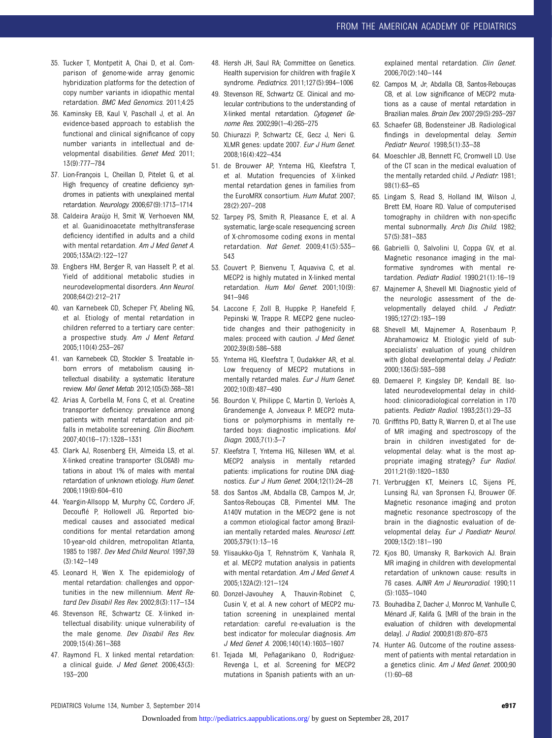35. Tucker T, Montpetit A, Chai D, et al. Comparison of genome-wide array genomic hybridization platforms for the detection of copy number variants in idiopathic mental retardation. *BMC Med Genomics*. 2011;4:25
36. Kaminsky EB, Kaul V, Paschall J, et al. An evidence-based approach to establish the functional and clinical significance of copy number variants in intellectual and developmental disabilities. *Genet Med*. 2011; 13(9):777–784
37. Lion-François L, Cheillan D, Pitelet G, et al. High frequency of creatine deficiency syndromes in patients with unexplained mental retardation. *Neurology*. 2006;67(9):1713–1714
38. Caldeira Araújo H, Smit W, Verhoeven NM, et al. Guanidinoacetate methyltransferase deficiency identified in adults and a child with mental retardation. *Am J Med Genet A*. 2005;133A(2):122–127
39. Engbers HM, Berger R, van Hasselt P, et al. Yield of additional metabolic studies in neurodevelopmental disorders. *Ann Neurol*. 2008;64(2):212–217
40. van Karnebeek CD, Scheper FY, Abeling NG, et al. Etiology of mental retardation in children referred to a tertiary care center: a prospective study. *Am J Ment Retard*. 2005;110(4):253–267
41. van Karnebeek CD, Stockler S. Treatable inborn errors of metabolism causing intellectual disability: a systematic literature review. *Mol Genet Metab*. 2012;105(3):368–381
42. Arias A, Corbella M, Fons C, et al. Creatine transporter deficiency: prevalence among patients with mental retardation and pitfalls in metabolite screening. *Clin Biochem*. 2007;40(16–17):1328–1331
43. Clark AJ, Rosenberg EH, Almeida LS, et al. X-linked creatine transporter (SLC6A8) mutations in about 1% of males with mental retardation of unknown etiology. *Hum Genet*. 2006;119(6):604–610
44. Yeargin-Allsopp M, Murphy CC, Cordero JF, Decouflé P, Hollowell JG. Reported biomedical causes and associated medical conditions for mental retardation among 10-year-old children, metropolitan Atlanta, 1985 to 1987. *Dev Med Child Neurol*. 1997;39 (3):142–149
45. Leonard H, Wen X. The epidemiology of mental retardation: challenges and opportunities in the new millennium. *Ment Retard Dev Disabil Res Rev*. 2002;8(3):117–134
46. Stevenson RE, Schwartz CE. X-linked intellectual disability: unique vulnerability of the male genome. *Dev Disabil Res Rev*. 2009;15(4):361–368
47. Raymond FL. X linked mental retardation: a clinical guide. *J Med Genet*. 2006;43(3): 193–200
48. Hersh JH, Saul RA; Committee on Genetics. Health supervision for children with fragile X syndrome. *Pediatrics*. 2011;127(5):994–1006
49. Stevenson RE, Schwartz CE. Clinical and molecular contributions to the understanding of X-linked mental retardation. *Cytogenet Genome Res*. 2002;99(1–4):265–275
50. Chiurazzi P, Schwartz CE, Gecz J, Neri G. XLMR genes: update 2007. *Eur J Hum Genet*. 2008;16(4):422–434
51. de Brouwer AP, Yntema HG, Kleefstra T, et al. Mutation frequencies of X-linked mental retardation genes in families from the EuroMRX consortium. *Hum Mutat*. 2007; 28(2):207–208
52. Tarpey PS, Smith R, Pleasance E, et al. A systematic, large-scale resequencing screen of X-chromosome coding exons in mental retardation. *Nat Genet*. 2009;41(5):535–543
53. Couvert P, Bienvenu T, Aquaviva C, et al. MECP2 is highly mutated in X-linked mental retardation. *Hum Mol Genet*. 2001;10(9): 941–946
54. Laccone F, Zoll B, Huppke P, Hanefeld F, Pepinski W, Trappe R. MECP2 gene nucleotide changes and their pathogenicity in males: proceed with caution. *J Med Genet*. 2002;39(8):586–588
55. Yntema HG, Kleefstra T, Oudakker AR, et al. Low frequency of MECP2 mutations in mentally retarded males. *Eur J Hum Genet*. 2002;10(8):487–490
56. Bourdon V, Philippe C, Martin D, Verloès A, Grandemenge A, Jonveaux P. MECP2 mutations or polymorphisms in mentally retarded boys: diagnostic implications. *Mol Diagn*. 2003;7(1):3–7
57. Kleefstra T, Yntema HG, Nillesen WM, et al. MECP2 analysis in mentally retarded patients: implications for routine DNA diagnostics. *Eur J Hum Genet*. 2004;12(1):24–28
58. dos Santos JM, Abdalla CB, Campos M, Jr, Santos-Rebouças CB, Pimentel MM. The A140V mutation in the MECP2 gene is not a common etiological factor among Brazilian mentally retarded males. *Neurosci Lett*. 2005;379(1):13–16
59. Ylisaukko-Oja T, Rehnström K, Vanhala R, et al. MECP2 mutation analysis in patients with mental retardation. *Am J Med Genet A*. 2005;132A(2):121–124
60. Donzel-Javouhey A, Thauvin-Robinet C, Cusin V, et al. A new cohort of MECP2 mutation screening in unexplained mental retardation: careful re-evaluation is the best indicator for molecular diagnosis. *Am J Med Genet A*. 2006;140(14):1603–1607
61. Tejada MI, Peñagarikano O, Rodriguez-Revenga L, et al. Screening for MECP2 mutations in Spanish patients with an unexplained mental retardation. *Clin Genet*. 2006;70(2):140–144
62. Campos M, Jr, Abdalla CB, Santos-Rebouças CB, et al. Low significance of MECP2 mutations as a cause of mental retardation in Brazilian males. *Brain Dev*. 2007;29(5):293–297
63. Schaefer GB, Bodensteiner JB. Radiological findings in developmental delay. *Semin Pediatr Neurol*. 1998;5(1):33–38
64. Moeschler JB, Bennett FC, Cromwell LD. Use of the CT scan in the medical evaluation of the mentally retarded child. *J Pediatr*. 1981; 98(1):63–65
65. Lingam S, Read S, Holland IM, Wilson J, Brett EM, Hoare RD. Value of computerised tomography in children with non-specific mental subnormality. *Arch Dis Child*. 1982; 57(5):381–383
66. Gabrielli O, Salvolini U, Coppa GV, et al. Magnetic resonance imaging in the malformative syndromes with mental retardation. *Pediatr Radiol*. 1990;21(1):16–19
67. Majnemer A, Shevell MI. Diagnostic yield of the neurologic assessment of the developmentally delayed child. *J Pediatr*. 1995;127(2):193–199
68. Shevell MI, Majnemer A, Rosenbaum P, Abrahamowicz M. Etiologic yield of subspecialists' evaluation of young children with global developmental delay. *J Pediatr*. 2000;136(5):593–598
69. Demaerel P, Kingsley DP, Kendall BE. Isolated neurodevelopmental delay in childhood: clinicoradiological correlation in 170 patients. *Pediatr Radiol*. 1993;23(1):29–33
70. Griffiths PD, Batty R, Warren D, et al The use of MR imaging and spectroscopy of the brain in children investigated for developmental delay: what is the most appropriate imaging strategy? *Eur Radiol*. 2011;21(9):1820–1830
71. Verbruggen KT, Meiners LC, Sijens PE, Lunsing RJ, van Spronsen FJ, Brouwer OF. Magnetic resonance imaging and proton magnetic resonance spectroscopy of the brain in the diagnostic evaluation of developmental delay. *Eur J Paediatr Neurol*. 2009;13(2):181–190
72. Kjos BO, Umansky R, Barkovich AJ. Brain MR imaging in children with developmental retardation of unknown cause: results in 76 cases. *AJNR Am J Neuroradiol*. 1990;11 (5):1035–1040
73. Bouhadiba Z, Dacher J, Monroc M, Vanhulle C, Ménard JF, Kalifa G. [MRI of the brain in the evaluation of children with developmental delay]. *J Radiol*. 2000;81(8):870–873
74. Hunter AG. Outcome of the routine assessment of patients with mental retardation in a genetics clinic. *Am J Med Genet*. 2000;90 (1):60–68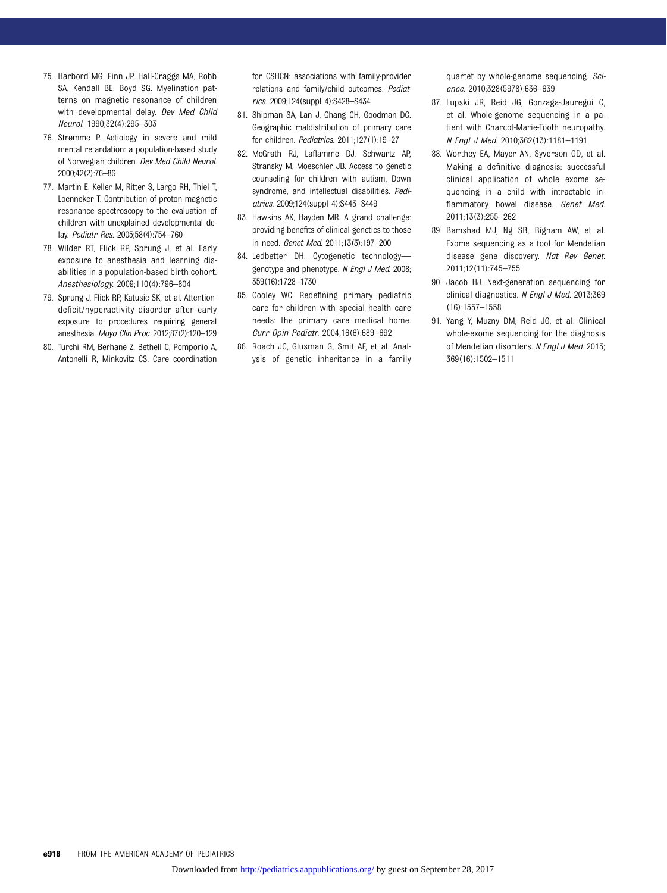75. Harbord MG, Finn JP, Hall-Craggs MA, Robb SA, Kendall BE, Boyd SG. Myelination patterns on magnetic resonance of children with developmental delay. *Dev Med Child Neurol*. 1990;32(4):295–303
76. Strømme P. Aetiology in severe and mild mental retardation: a population-based study of Norwegian children. *Dev Med Child Neurol*. 2000;42(2):76–86
77. Martin E, Keller M, Ritter S, Largo RH, Thiel T, Loenneker T. Contribution of proton magnetic resonance spectroscopy to the evaluation of children with unexplained developmental delay. *Pediatr Res*. 2005;58(4):754–760
78. Wilder RT, Flick RP, Sprung J, et al. Early exposure to anesthesia and learning disabilities in a population-based birth cohort. *Anesthesiology*. 2009;110(4):796–804
79. Sprung J, Flick RP, Katusic SK, et al. Attention-deficit/hyperactivity disorder after early exposure to procedures requiring general anesthesia. *Mayo Clin Proc*. 2012;87(2):120–129
80. Turchi RM, Berhane Z, Bethell C, Pomponio A, Antonelli R, Minkovitz CS. Care coordination for CSHCN: associations with family-provider relations and family/child outcomes. *Pediatrics*. 2009;124(suppl 4):S428–S434
81. Shipman SA, Lan J, Chang CH, Goodman DC. Geographic maldistribution of primary care for children. *Pediatrics*. 2011;127(1):19–27
82. McGrath RJ, Laflamme DJ, Schwartz AP, Stransky M, Moeschler JB. Access to genetic counseling for children with autism, Down syndrome, and intellectual disabilities. *Pediatrics*. 2009;124(suppl 4):S443–S449
83. Hawkins AK, Hayden MR. A grand challenge: providing benefits of clinical genetics to those in need. *Genet Med*. 2011;13(3):197–200
84. Ledbetter DH. Cytogenetic technology—genotype and phenotype. *N Engl J Med*. 2008;359(16):1728–1730
85. Cooley WC. Redefining primary pediatric care for children with special health care needs: the primary care medical home. *Curr Opin Pediatr*. 2004;16(6):689–692
86. Roach JC, Glusman G, Smit AF, et al. Analysis of genetic inheritance in a family quartet by whole-genome sequencing. *Science*. 2010;328(5978):636–639
87. Lupski JR, Reid JG, Gonzaga-Jauregui C, et al. Whole-genome sequencing in a patient with Charcot-Marie-Tooth neuropathy. *N Engl J Med*. 2010;362(13):1181–1191
88. Worthey EA, Mayer AN, Syverson GD, et al. Making a definitive diagnosis: successful clinical application of whole exome sequencing in a child with intractable inflammatory bowel disease. *Genet Med*. 2011;13(3):255–262
89. Bamshad MJ, Ng SB, Bigham AW, et al. Exome sequencing as a tool for Mendelian disease gene discovery. *Nat Rev Genet*. 2011;12(11):745–755
90. Jacob HJ. Next-generation sequencing for clinical diagnostics. *N Engl J Med*. 2013;369(16):1557–1558
91. Yang Y, Muzny DM, Reid JG, et al. Clinical whole-exome sequencing for the diagnosis of Mendelian disorders. *N Engl J Med*. 2013;369(16):1502–1511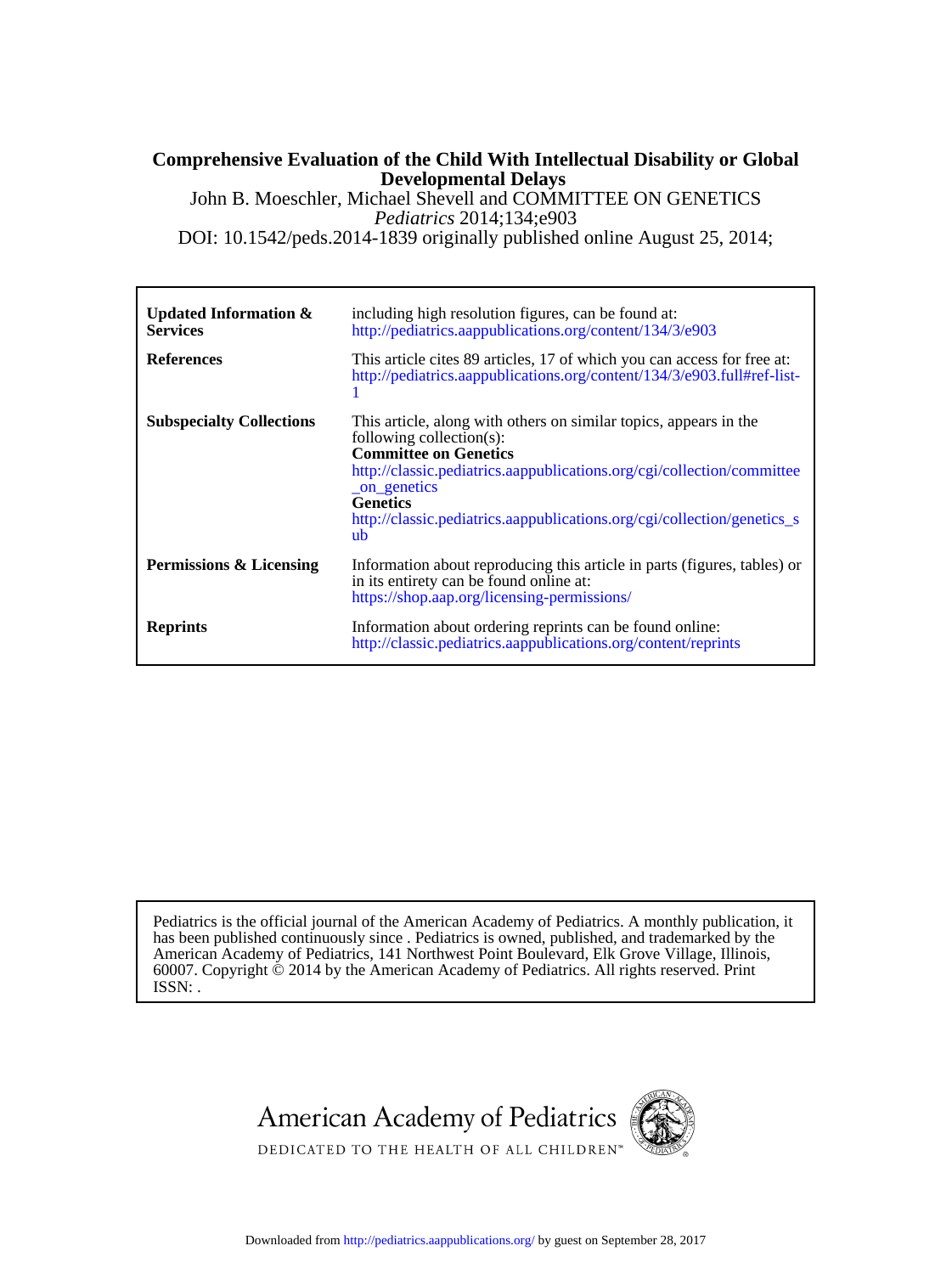# Comprehensive Evaluation of the Child With Intellectual Disability or Global Developmental Delays

John B. Moeschler, Michael Shevell and COMMITTEE ON GENETICS

*Pediatrics* 2014;134;e903

DOI: 10.1542/peds.2014-1839 originally published online August 25, 2014;

| | |
|---|---|
| **Updated Information & Services** | including high resolution figures, can be found at: http://pediatrics.aappublications.org/content/134/3/e903 |
| **References** | This article cites 89 articles, 17 of which you can access for free at: http://pediatrics.aappublications.org/content/134/3/e903.full#ref-list-1 |
| **Subspecialty Collections** | This article, along with others on similar topics, appears in the following collection(s): **Committee on Genetics** http://classic.pediatrics.aappublications.org/cgi/collection/committee_on_genetics **Genetics** http://classic.pediatrics.aappublications.org/cgi/collection/genetics_sub |
| **Permissions & Licensing** | Information about reproducing this article in parts (figures, tables) or in its entirety can be found online at: https://shop.aap.org/licensing-permissions/ |
| **Reprints** | Information about ordering reprints can be found online: http://classic.pediatrics.aappublications.org/content/reprints |

Pediatrics is the official journal of the American Academy of Pediatrics. A monthly publication, it has been published continuously since . Pediatrics is owned, published, and trademarked by the American Academy of Pediatrics, 141 Northwest Point Boulevard, Elk Grove Village, Illinois, 60007. Copyright © 2014 by the American Academy of Pediatrics. All rights reserved. Print ISSN: .

American Academy of Pediatrics

DEDICATED TO THE HEALTH OF ALL CHILDREN™

Downloaded from http://pediatrics.aappublications.org/ by guest on September 28, 2017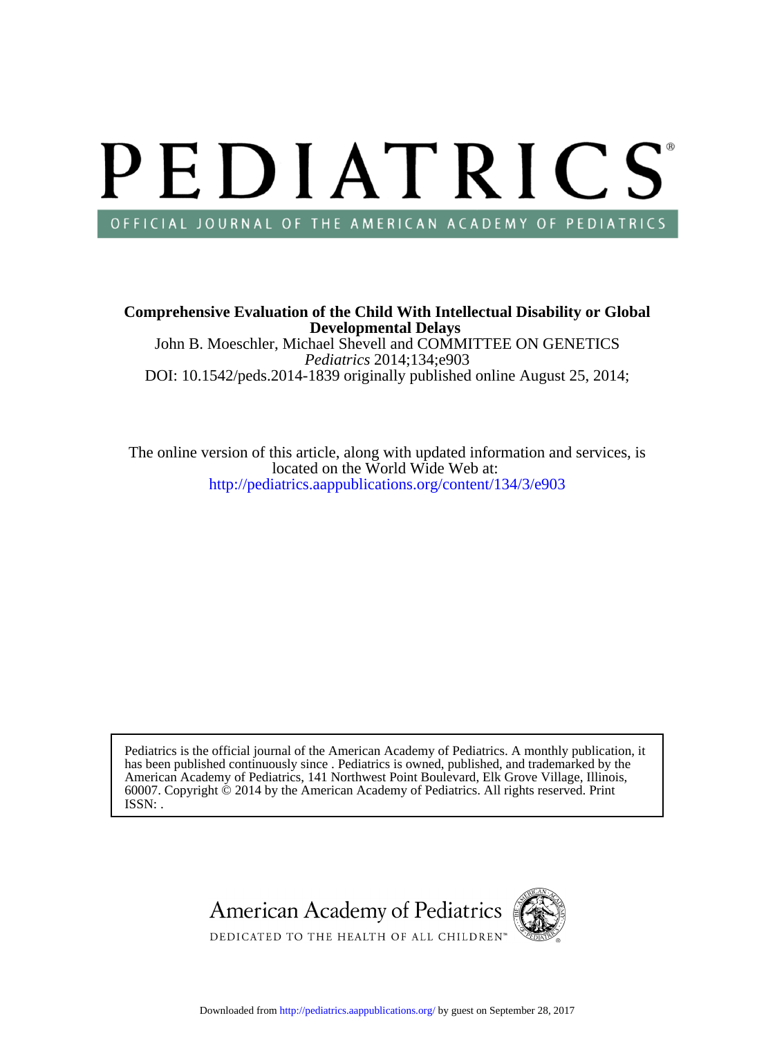# PEDIATRICS®

OFFICIAL JOURNAL OF THE AMERICAN ACADEMY OF PEDIATRICS

**Comprehensive Evaluation of the Child With Intellectual Disability or Global Developmental Delays**

John B. Moeschler, Michael Shevell and COMMITTEE ON GENETICS

*Pediatrics* 2014;134;e903

DOI: 10.1542/peds.2014-1839 originally published online August 25, 2014;

The online version of this article, along with updated information and services, is located on the World Wide Web at:

http://pediatrics.aappublications.org/content/134/3/e903

Pediatrics is the official journal of the American Academy of Pediatrics. A monthly publication, it has been published continuously since . Pediatrics is owned, published, and trademarked by the American Academy of Pediatrics, 141 Northwest Point Boulevard, Elk Grove Village, Illinois, 60007. Copyright © 2014 by the American Academy of Pediatrics. All rights reserved. Print ISSN: .

American Academy of Pediatrics

DEDICATED TO THE HEALTH OF ALL CHILDREN™

Downloaded from http://pediatrics.aappublications.org/ by guest on September 28, 2017